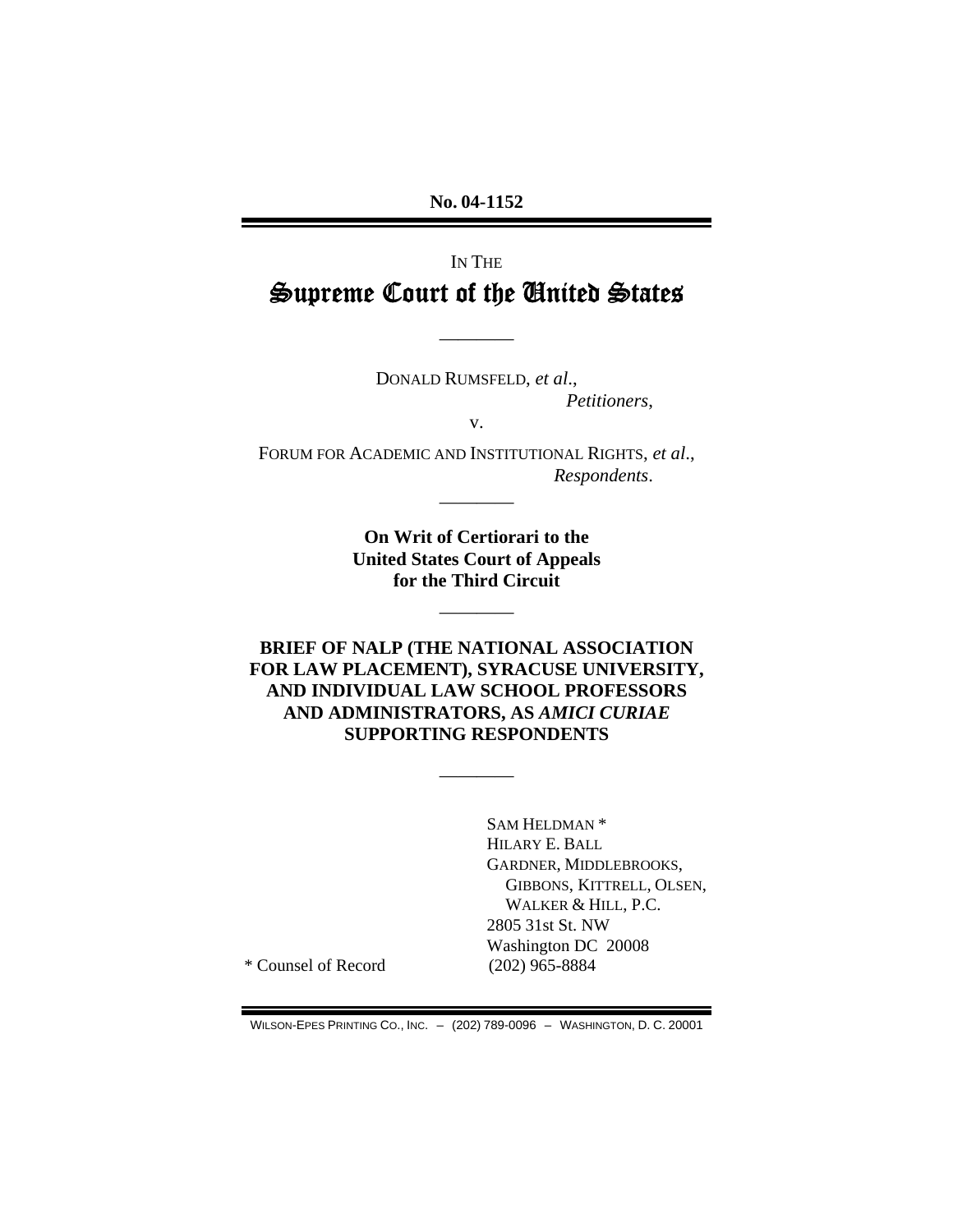**No. 04-1152**

IN THE

# Supreme Court of the United States

---

DONALD RUMSFELD, *et al*.,
*Petitioners*,

v.

FORUM FOR ACADEMIC AND INSTITUTIONAL RIGHTS, *et al*.,
*Respondents*.

---

**On Writ of Certiorari to the United States Court of Appeals for the Third Circuit**

---

**BRIEF OF NALP (THE NATIONAL ASSOCIATION FOR LAW PLACEMENT), SYRACUSE UNIVERSITY, AND INDIVIDUAL LAW SCHOOL PROFESSORS AND ADMINISTRATORS, AS *AMICI CURIAE* SUPPORTING RESPONDENTS**

---

SAM HELDMAN *
HILARY E. BALL
GARDNER, MIDDLEBROOKS, GIBBONS, KITTRELL, OLSEN, WALKER & HILL, P.C.
2805 31st St. NW
Washington DC 20008
(202) 965-8884

\* Counsel of Record

WILSON-EPES PRINTING CO., INC. – (202) 789-0096 – WASHINGTON, D. C. 20001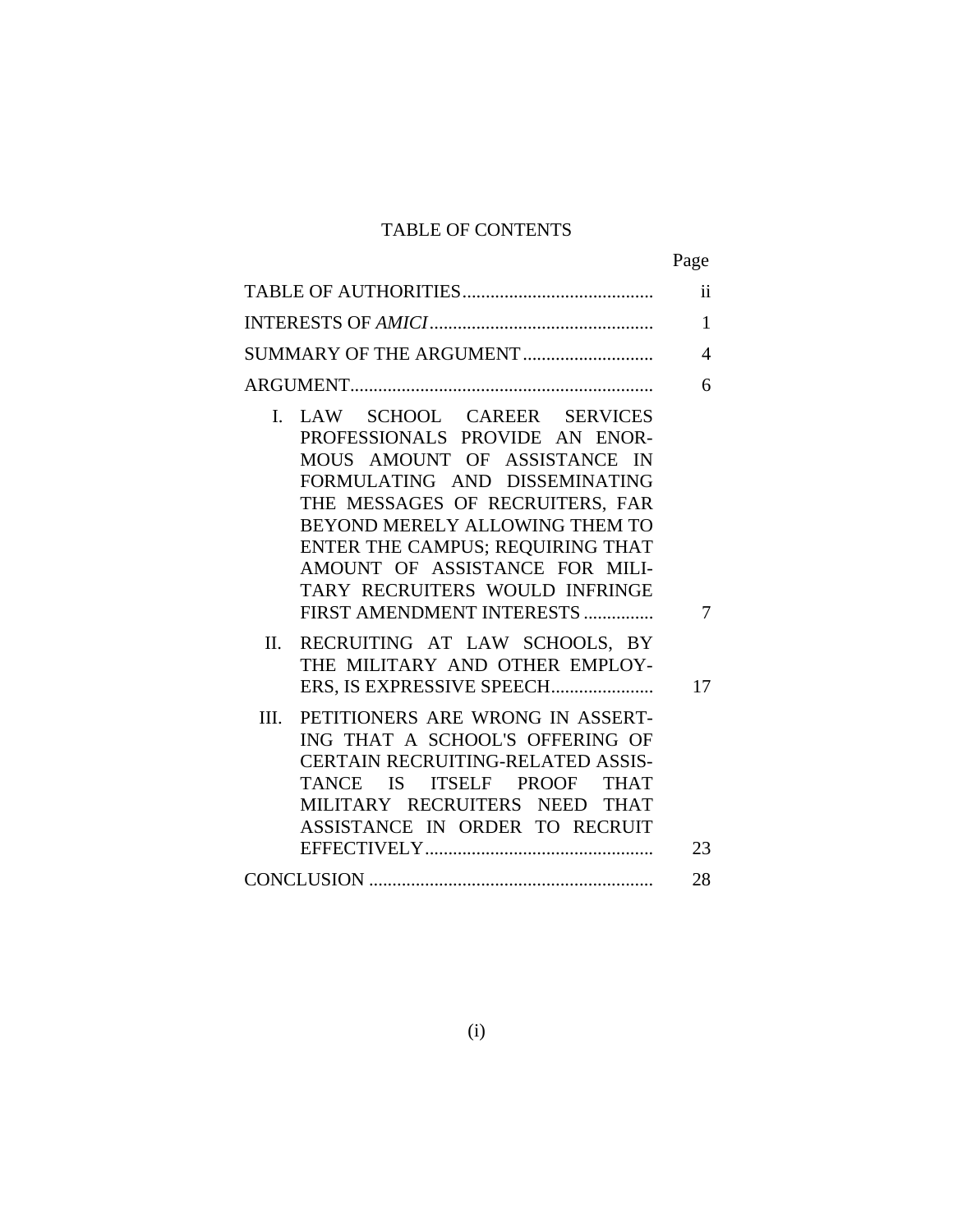# TABLE OF CONTENTS

| | Page |
|---|---|
| TABLE OF AUTHORITIES | ii |
| INTERESTS OF *AMICI* | 1 |
| SUMMARY OF THE ARGUMENT | 4 |
| ARGUMENT | 6 |
| I. LAW SCHOOL CAREER SERVICES PROFESSIONALS PROVIDE AN ENORMOUS AMOUNT OF ASSISTANCE IN FORMULATING AND DISSEMINATING THE MESSAGES OF RECRUITERS, FAR BEYOND MERELY ALLOWING THEM TO ENTER THE CAMPUS; REQUIRING THAT AMOUNT OF ASSISTANCE FOR MILITARY RECRUITERS WOULD INFRINGE FIRST AMENDMENT INTERESTS | 7 |
| II. RECRUITING AT LAW SCHOOLS, BY THE MILITARY AND OTHER EMPLOYERS, IS EXPRESSIVE SPEECH | 17 |
| III. PETITIONERS ARE WRONG IN ASSERTING THAT A SCHOOL'S OFFERING OF CERTAIN RECRUITING-RELATED ASSISTANCE IS ITSELF PROOF THAT MILITARY RECRUITERS NEED THAT ASSISTANCE IN ORDER TO RECRUIT EFFECTIVELY | 23 |
| CONCLUSION | 28 |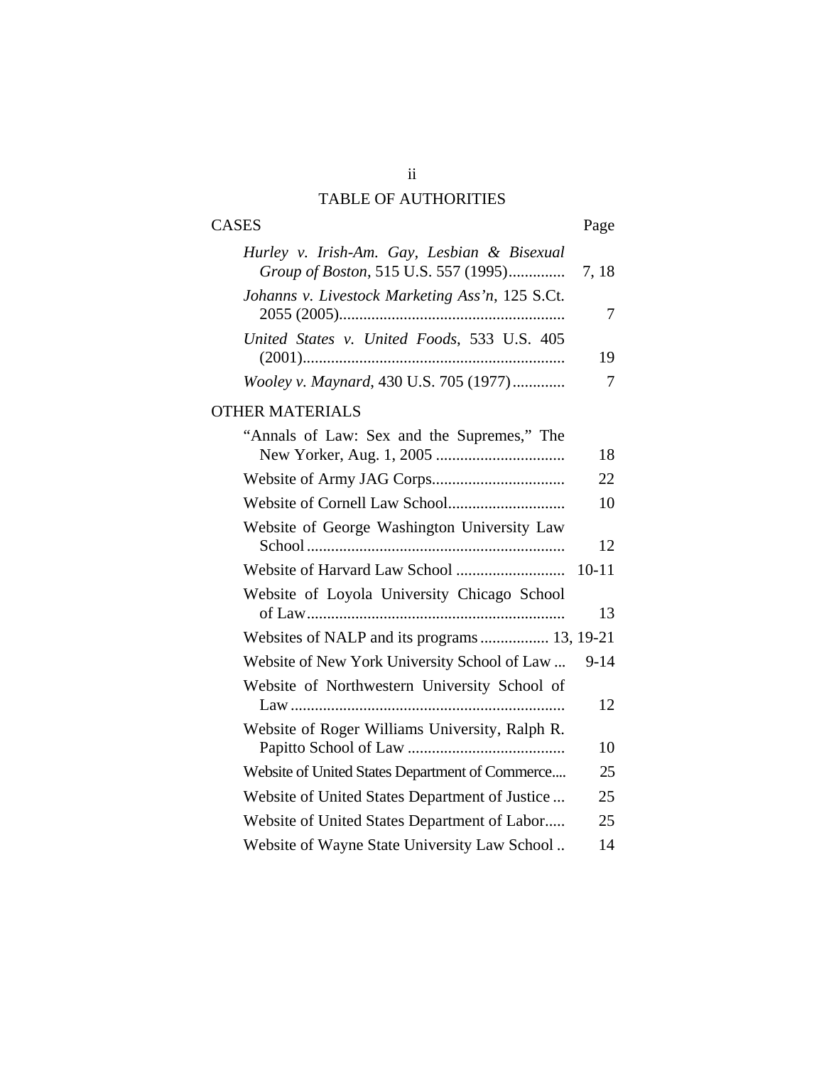# TABLE OF AUTHORITIES

| CASES | Page |
|---|---|
| *Hurley v. Irish-Am. Gay, Lesbian & Bisexual Group of Boston*, 515 U.S. 557 (1995) | 7, 18 |
| *Johanns v. Livestock Marketing Ass'n*, 125 S.Ct. 2055 (2005) | 7 |
| *United States v. United Foods*, 533 U.S. 405 (2001) | 19 |
| *Wooley v. Maynard*, 430 U.S. 705 (1977) | 7 |

| OTHER MATERIALS | |
|---|---|
| "Annals of Law: Sex and the Supremes," The New Yorker, Aug. 1, 2005 | 18 |
| Website of Army JAG Corps | 22 |
| Website of Cornell Law School | 10 |
| Website of George Washington University Law School | 12 |
| Website of Harvard Law School | 10-11 |
| Website of Loyola University Chicago School of Law | 13 |
| Websites of NALP and its programs | 13, 19-21 |
| Website of New York University School of Law | 9-14 |
| Website of Northwestern University School of Law | 12 |
| Website of Roger Williams University, Ralph R. Papitto School of Law | 10 |
| Website of United States Department of Commerce | 25 |
| Website of United States Department of Justice | 25 |
| Website of United States Department of Labor | 25 |
| Website of Wayne State University Law School | 14 |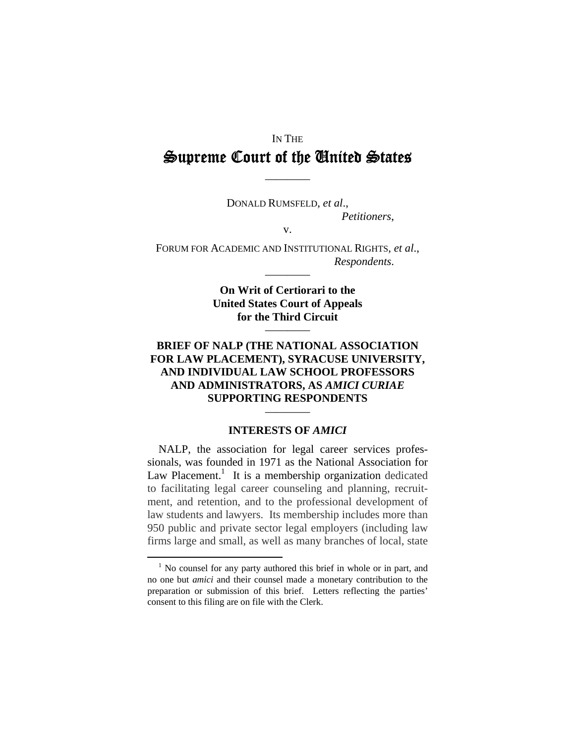IN THE

# Supreme Court of the United States

---

DONALD RUMSFELD, *et al*.,
*Petitioners*,

v.

FORUM FOR ACADEMIC AND INSTITUTIONAL RIGHTS, *et al*.,
*Respondents*.

---

**On Writ of Certiorari to the United States Court of Appeals for the Third Circuit**

---

**BRIEF OF NALP (THE NATIONAL ASSOCIATION FOR LAW PLACEMENT), SYRACUSE UNIVERSITY, AND INDIVIDUAL LAW SCHOOL PROFESSORS AND ADMINISTRATORS, AS *AMICI CURIAE* SUPPORTING RESPONDENTS**

---

## INTERESTS OF *AMICI*

NALP, the association for legal career services professionals, was founded in 1971 as the National Association for Law Placement.[1] It is a membership organization dedicated to facilitating legal career counseling and planning, recruitment, and retention, and to the professional development of law students and lawyers. Its membership includes more than 950 public and private sector legal employers (including law firms large and small, as well as many branches of local, state

[1] No counsel for any party authored this brief in whole or in part, and no one but *amici* and their counsel made a monetary contribution to the preparation or submission of this brief. Letters reflecting the parties' consent to this filing are on file with the Clerk.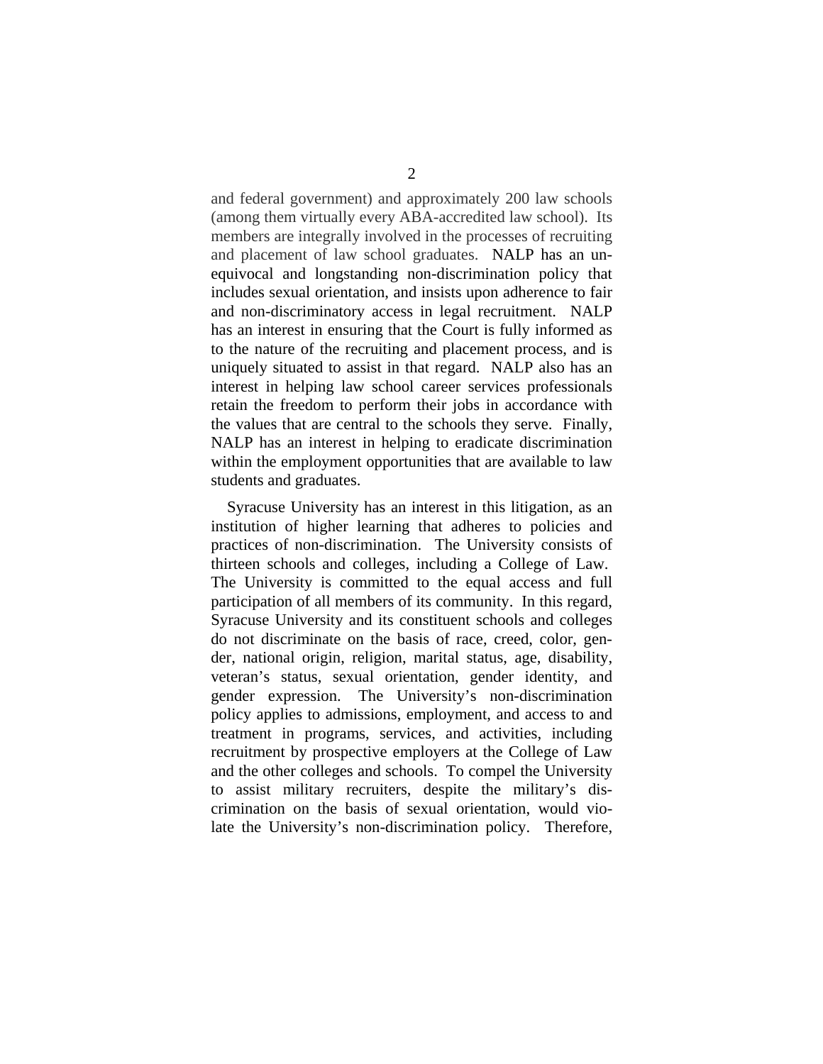and federal government) and approximately 200 law schools (among them virtually every ABA-accredited law school). Its members are integrally involved in the processes of recruiting and placement of law school graduates. NALP has an unequivocal and longstanding non-discrimination policy that includes sexual orientation, and insists upon adherence to fair and non-discriminatory access in legal recruitment. NALP has an interest in ensuring that the Court is fully informed as to the nature of the recruiting and placement process, and is uniquely situated to assist in that regard. NALP also has an interest in helping law school career services professionals retain the freedom to perform their jobs in accordance with the values that are central to the schools they serve. Finally, NALP has an interest in helping to eradicate discrimination within the employment opportunities that are available to law students and graduates.

Syracuse University has an interest in this litigation, as an institution of higher learning that adheres to policies and practices of non-discrimination. The University consists of thirteen schools and colleges, including a College of Law. The University is committed to the equal access and full participation of all members of its community. In this regard, Syracuse University and its constituent schools and colleges do not discriminate on the basis of race, creed, color, gender, national origin, religion, marital status, age, disability, veteran's status, sexual orientation, gender identity, and gender expression. The University's non-discrimination policy applies to admissions, employment, and access to and treatment in programs, services, and activities, including recruitment by prospective employers at the College of Law and the other colleges and schools. To compel the University to assist military recruiters, despite the military's discrimination on the basis of sexual orientation, would violate the University's non-discrimination policy. Therefore,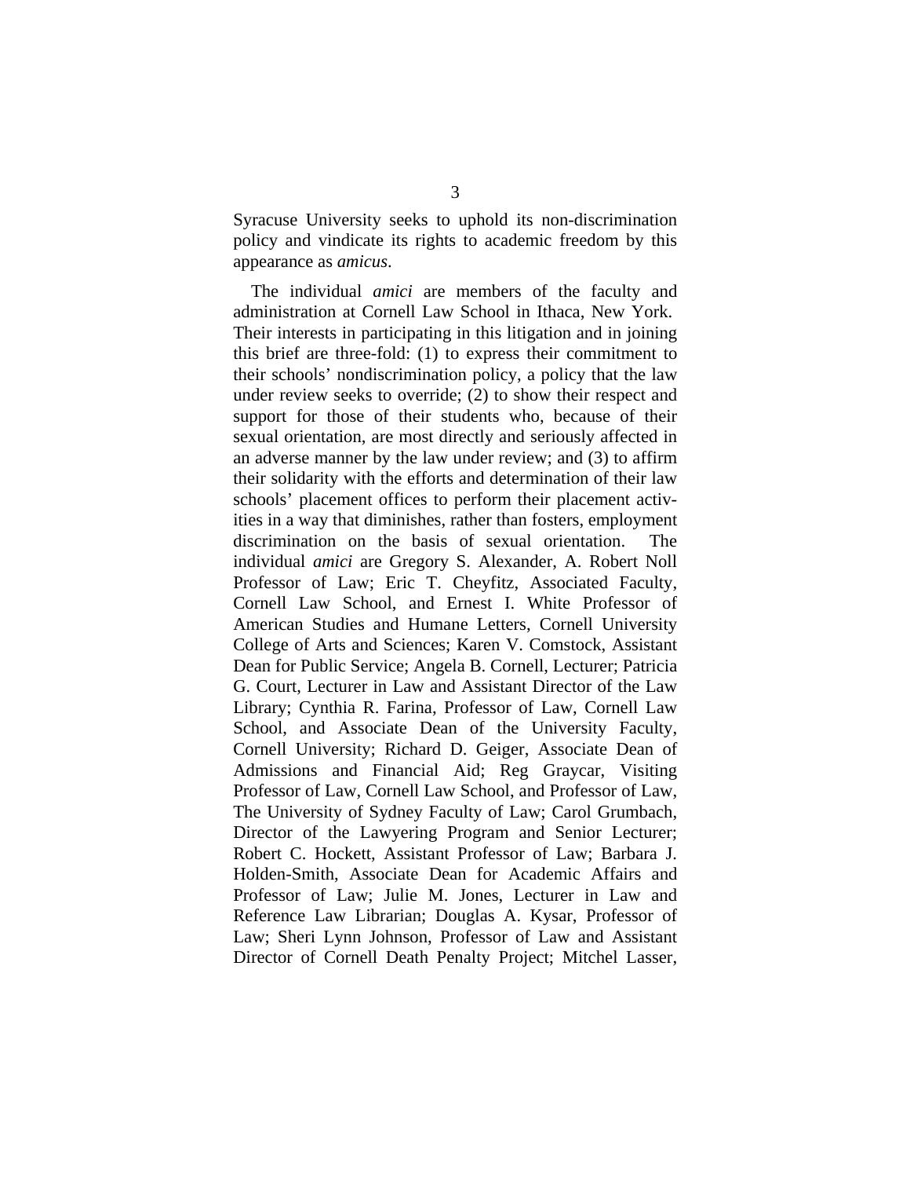Syracuse University seeks to uphold its non-discrimination policy and vindicate its rights to academic freedom by this appearance as *amicus*.

The individual *amici* are members of the faculty and administration at Cornell Law School in Ithaca, New York. Their interests in participating in this litigation and in joining this brief are three-fold: (1) to express their commitment to their schools' nondiscrimination policy, a policy that the law under review seeks to override; (2) to show their respect and support for those of their students who, because of their sexual orientation, are most directly and seriously affected in an adverse manner by the law under review; and (3) to affirm their solidarity with the efforts and determination of their law schools' placement offices to perform their placement activities in a way that diminishes, rather than fosters, employment discrimination on the basis of sexual orientation. The individual *amici* are Gregory S. Alexander, A. Robert Noll Professor of Law; Eric T. Cheyfitz, Associated Faculty, Cornell Law School, and Ernest I. White Professor of American Studies and Humane Letters, Cornell University College of Arts and Sciences; Karen V. Comstock, Assistant Dean for Public Service; Angela B. Cornell, Lecturer; Patricia G. Court, Lecturer in Law and Assistant Director of the Law Library; Cynthia R. Farina, Professor of Law, Cornell Law School, and Associate Dean of the University Faculty, Cornell University; Richard D. Geiger, Associate Dean of Admissions and Financial Aid; Reg Graycar, Visiting Professor of Law, Cornell Law School, and Professor of Law, The University of Sydney Faculty of Law; Carol Grumbach, Director of the Lawyering Program and Senior Lecturer; Robert C. Hockett, Assistant Professor of Law; Barbara J. Holden-Smith, Associate Dean for Academic Affairs and Professor of Law; Julie M. Jones, Lecturer in Law and Reference Law Librarian; Douglas A. Kysar, Professor of Law; Sheri Lynn Johnson, Professor of Law and Assistant Director of Cornell Death Penalty Project; Mitchel Lasser,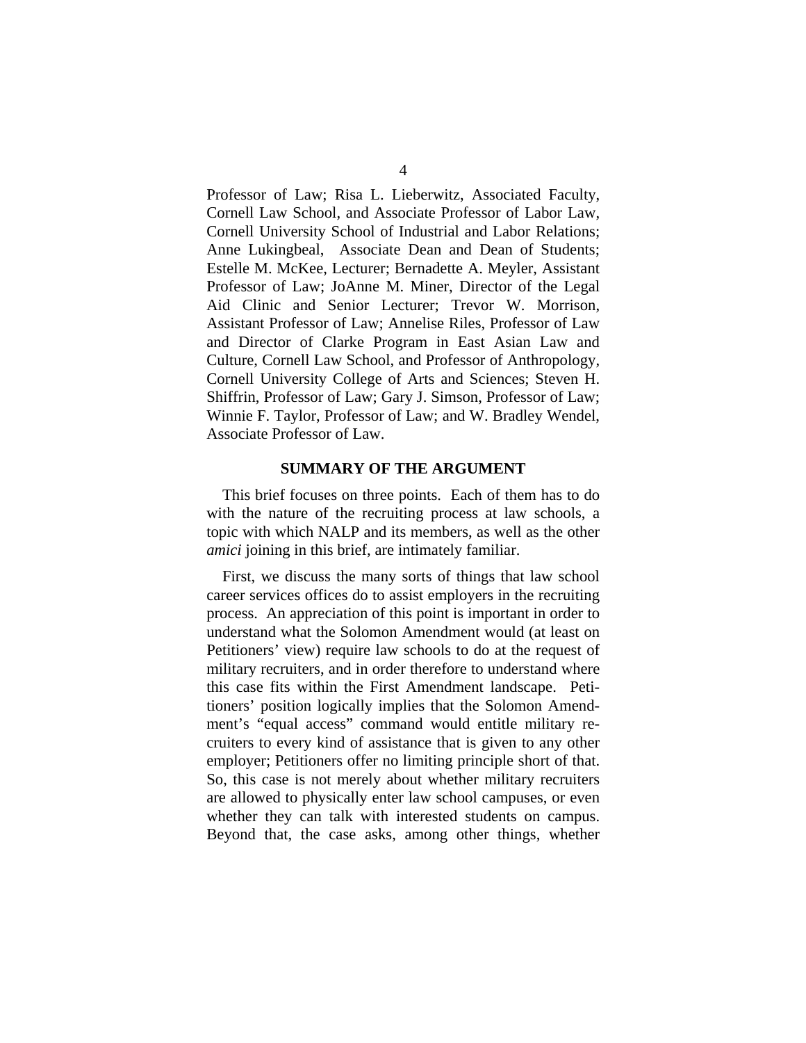Professor of Law; Risa L. Lieberwitz, Associated Faculty, Cornell Law School, and Associate Professor of Labor Law, Cornell University School of Industrial and Labor Relations; Anne Lukingbeal, Associate Dean and Dean of Students; Estelle M. McKee, Lecturer; Bernadette A. Meyler, Assistant Professor of Law; JoAnne M. Miner, Director of the Legal Aid Clinic and Senior Lecturer; Trevor W. Morrison, Assistant Professor of Law; Annelise Riles, Professor of Law and Director of Clarke Program in East Asian Law and Culture, Cornell Law School, and Professor of Anthropology, Cornell University College of Arts and Sciences; Steven H. Shiffrin, Professor of Law; Gary J. Simson, Professor of Law; Winnie F. Taylor, Professor of Law; and W. Bradley Wendel, Associate Professor of Law.

## SUMMARY OF THE ARGUMENT

This brief focuses on three points. Each of them has to do with the nature of the recruiting process at law schools, a topic with which NALP and its members, as well as the other *amici* joining in this brief, are intimately familiar.

First, we discuss the many sorts of things that law school career services offices do to assist employers in the recruiting process. An appreciation of this point is important in order to understand what the Solomon Amendment would (at least on Petitioners' view) require law schools to do at the request of military recruiters, and in order therefore to understand where this case fits within the First Amendment landscape. Petitioners' position logically implies that the Solomon Amendment's "equal access" command would entitle military recruiters to every kind of assistance that is given to any other employer; Petitioners offer no limiting principle short of that. So, this case is not merely about whether military recruiters are allowed to physically enter law school campuses, or even whether they can talk with interested students on campus. Beyond that, the case asks, among other things, whether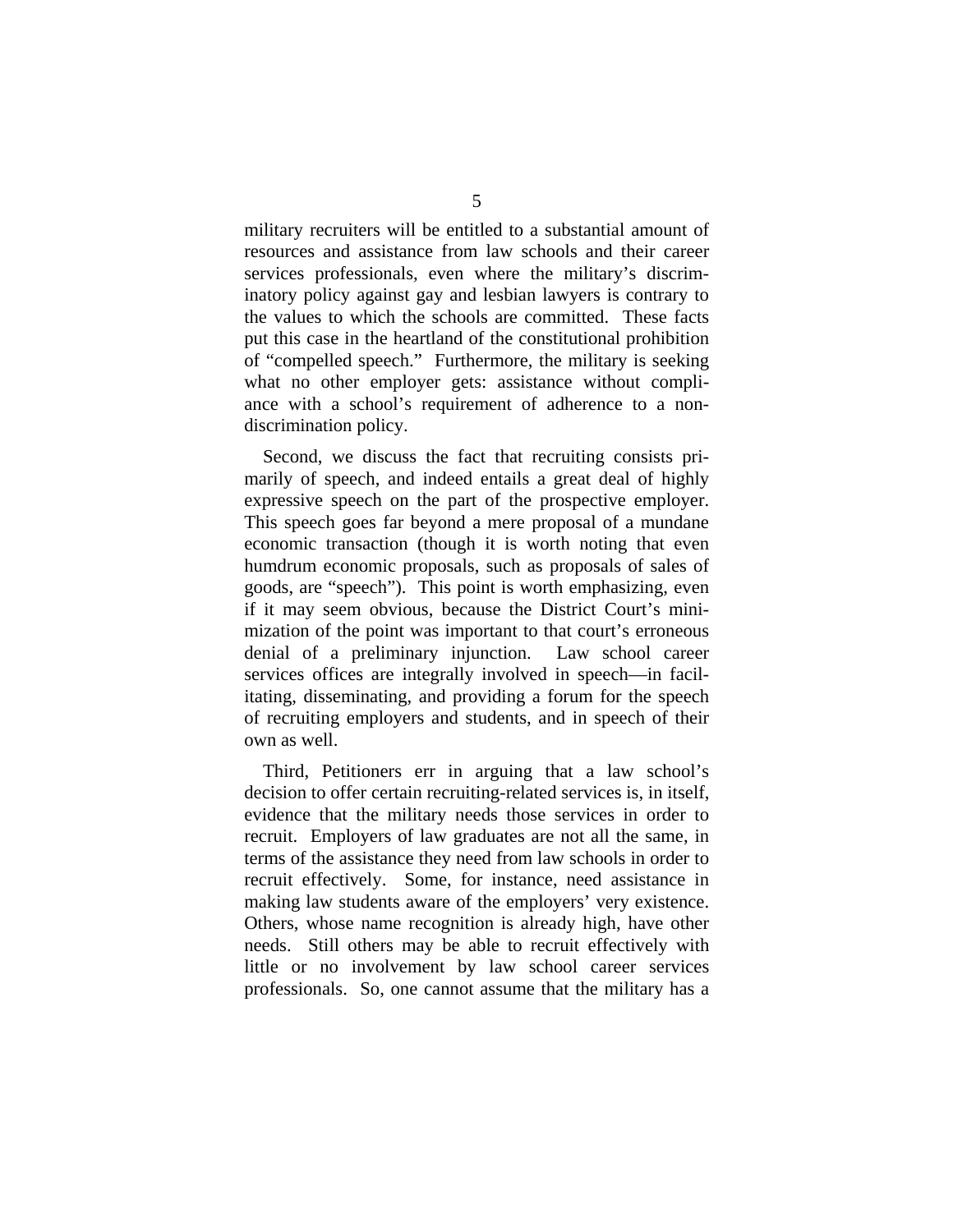military recruiters will be entitled to a substantial amount of resources and assistance from law schools and their career services professionals, even where the military's discriminatory policy against gay and lesbian lawyers is contrary to the values to which the schools are committed. These facts put this case in the heartland of the constitutional prohibition of "compelled speech." Furthermore, the military is seeking what no other employer gets: assistance without compliance with a school's requirement of adherence to a non-discrimination policy.

Second, we discuss the fact that recruiting consists primarily of speech, and indeed entails a great deal of highly expressive speech on the part of the prospective employer. This speech goes far beyond a mere proposal of a mundane economic transaction (though it is worth noting that even humdrum economic proposals, such as proposals of sales of goods, are "speech"). This point is worth emphasizing, even if it may seem obvious, because the District Court's minimization of the point was important to that court's erroneous denial of a preliminary injunction. Law school career services offices are integrally involved in speech—in facilitating, disseminating, and providing a forum for the speech of recruiting employers and students, and in speech of their own as well.

Third, Petitioners err in arguing that a law school's decision to offer certain recruiting-related services is, in itself, evidence that the military needs those services in order to recruit. Employers of law graduates are not all the same, in terms of the assistance they need from law schools in order to recruit effectively. Some, for instance, need assistance in making law students aware of the employers' very existence. Others, whose name recognition is already high, have other needs. Still others may be able to recruit effectively with little or no involvement by law school career services professionals. So, one cannot assume that the military has a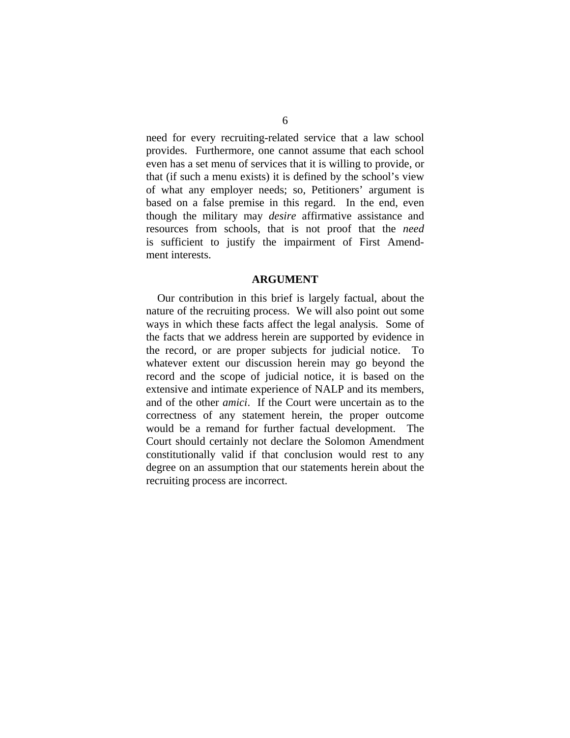need for every recruiting-related service that a law school provides. Furthermore, one cannot assume that each school even has a set menu of services that it is willing to provide, or that (if such a menu exists) it is defined by the school's view of what any employer needs; so, Petitioners' argument is based on a false premise in this regard. In the end, even though the military may *desire* affirmative assistance and resources from schools, that is not proof that the *need* is sufficient to justify the impairment of First Amendment interests.

## ARGUMENT

Our contribution in this brief is largely factual, about the nature of the recruiting process. We will also point out some ways in which these facts affect the legal analysis. Some of the facts that we address herein are supported by evidence in the record, or are proper subjects for judicial notice. To whatever extent our discussion herein may go beyond the record and the scope of judicial notice, it is based on the extensive and intimate experience of NALP and its members, and of the other *amici*. If the Court were uncertain as to the correctness of any statement herein, the proper outcome would be a remand for further factual development. The Court should certainly not declare the Solomon Amendment constitutionally valid if that conclusion would rest to any degree on an assumption that our statements herein about the recruiting process are incorrect.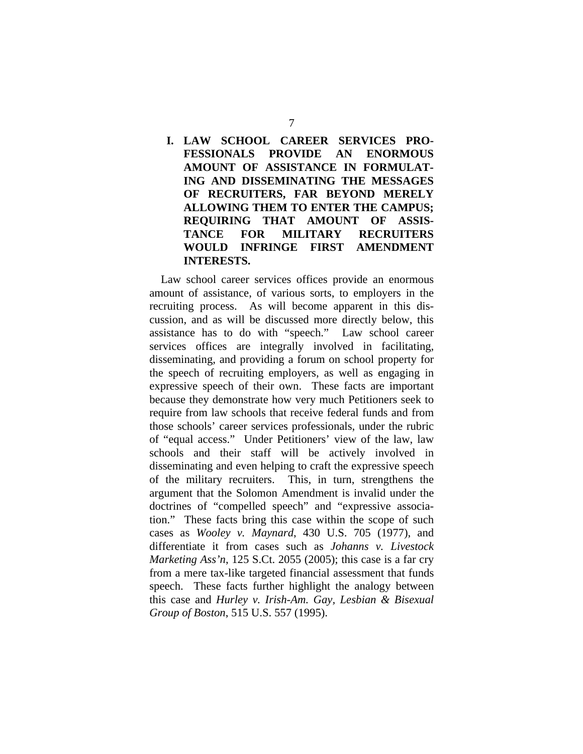## I. LAW SCHOOL CAREER SERVICES PROFESSIONALS PROVIDE AN ENORMOUS AMOUNT OF ASSISTANCE IN FORMULATING AND DISSEMINATING THE MESSAGES OF RECRUITERS, FAR BEYOND MERELY ALLOWING THEM TO ENTER THE CAMPUS; REQUIRING THAT AMOUNT OF ASSISTANCE FOR MILITARY RECRUITERS WOULD INFRINGE FIRST AMENDMENT INTERESTS.

Law school career services offices provide an enormous amount of assistance, of various sorts, to employers in the recruiting process. As will become apparent in this discussion, and as will be discussed more directly below, this assistance has to do with "speech." Law school career services offices are integrally involved in facilitating, disseminating, and providing a forum on school property for the speech of recruiting employers, as well as engaging in expressive speech of their own. These facts are important because they demonstrate how very much Petitioners seek to require from law schools that receive federal funds and from those schools' career services professionals, under the rubric of "equal access." Under Petitioners' view of the law, law schools and their staff will be actively involved in disseminating and even helping to craft the expressive speech of the military recruiters. This, in turn, strengthens the argument that the Solomon Amendment is invalid under the doctrines of "compelled speech" and "expressive association." These facts bring this case within the scope of such cases as *Wooley v. Maynard*, 430 U.S. 705 (1977), and differentiate it from cases such as *Johanns v. Livestock Marketing Ass'n*, 125 S.Ct. 2055 (2005); this case is a far cry from a mere tax-like targeted financial assessment that funds speech. These facts further highlight the analogy between this case and *Hurley v. Irish-Am. Gay, Lesbian & Bisexual Group of Boston*, 515 U.S. 557 (1995).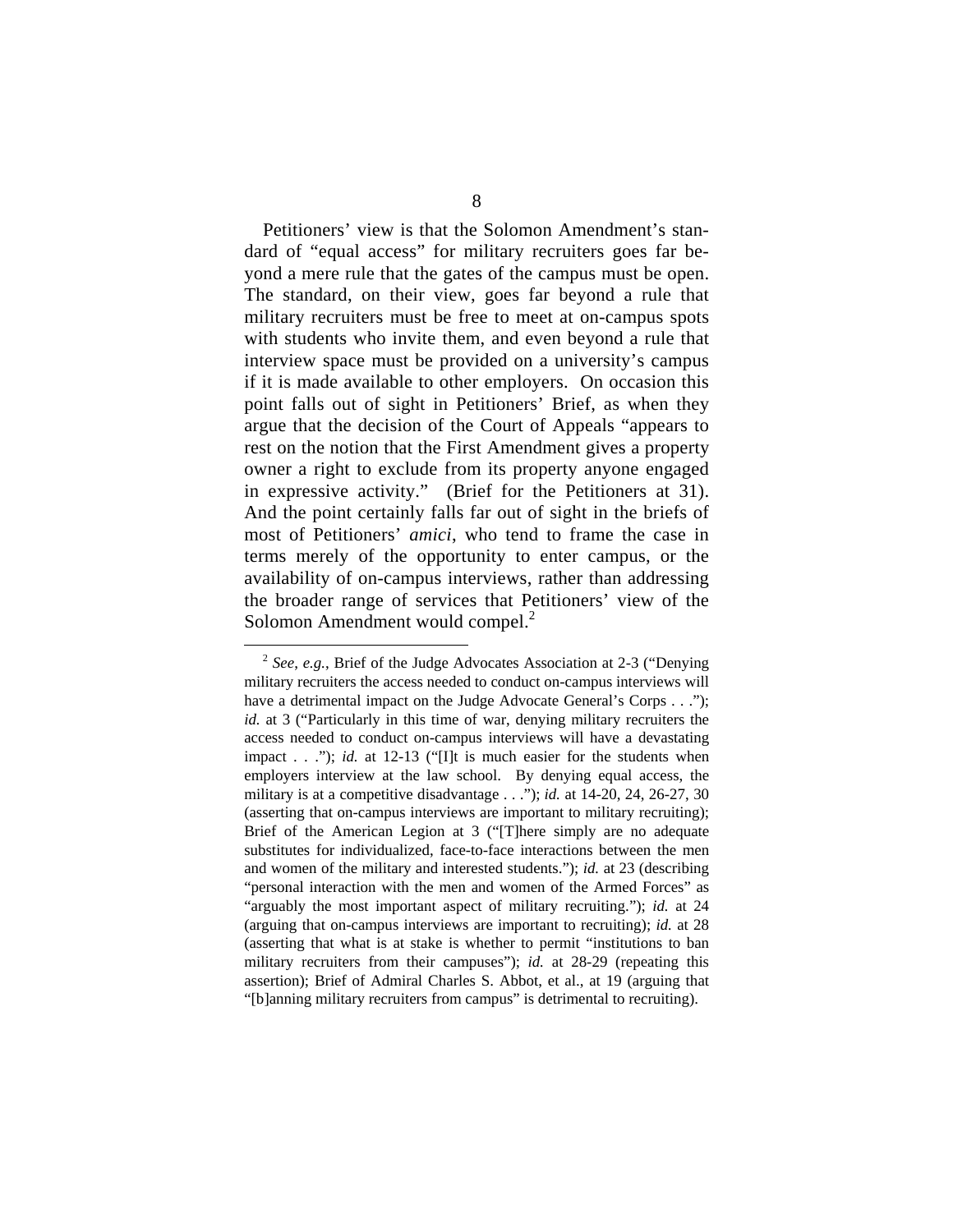Petitioners' view is that the Solomon Amendment's standard of "equal access" for military recruiters goes far beyond a mere rule that the gates of the campus must be open. The standard, on their view, goes far beyond a rule that military recruiters must be free to meet at on-campus spots with students who invite them, and even beyond a rule that interview space must be provided on a university's campus if it is made available to other employers. On occasion this point falls out of sight in Petitioners' Brief, as when they argue that the decision of the Court of Appeals "appears to rest on the notion that the First Amendment gives a property owner a right to exclude from its property anyone engaged in expressive activity." (Brief for the Petitioners at 31). And the point certainly falls far out of sight in the briefs of most of Petitioners' *amici*, who tend to frame the case in terms merely of the opportunity to enter campus, or the availability of on-campus interviews, rather than addressing the broader range of services that Petitioners' view of the Solomon Amendment would compel.[2]

[2] *See*, *e.g.*, Brief of the Judge Advocates Association at 2-3 ("Denying military recruiters the access needed to conduct on-campus interviews will have a detrimental impact on the Judge Advocate General's Corps . . ."); *id.* at 3 ("Particularly in this time of war, denying military recruiters the access needed to conduct on-campus interviews will have a devastating impact . . ."); *id.* at 12-13 ("[I]t is much easier for the students when employers interview at the law school. By denying equal access, the military is at a competitive disadvantage . . ."); *id.* at 14-20, 24, 26-27, 30 (asserting that on-campus interviews are important to military recruiting); Brief of the American Legion at 3 ("[T]here simply are no adequate substitutes for individualized, face-to-face interactions between the men and women of the military and interested students."); *id.* at 23 (describing "personal interaction with the men and women of the Armed Forces" as "arguably the most important aspect of military recruiting."); *id.* at 24 (arguing that on-campus interviews are important to recruiting); *id.* at 28 (asserting that what is at stake is whether to permit "institutions to ban military recruiters from their campuses"); *id.* at 28-29 (repeating this assertion); Brief of Admiral Charles S. Abbot, et al., at 19 (arguing that "[b]anning military recruiters from campus" is detrimental to recruiting).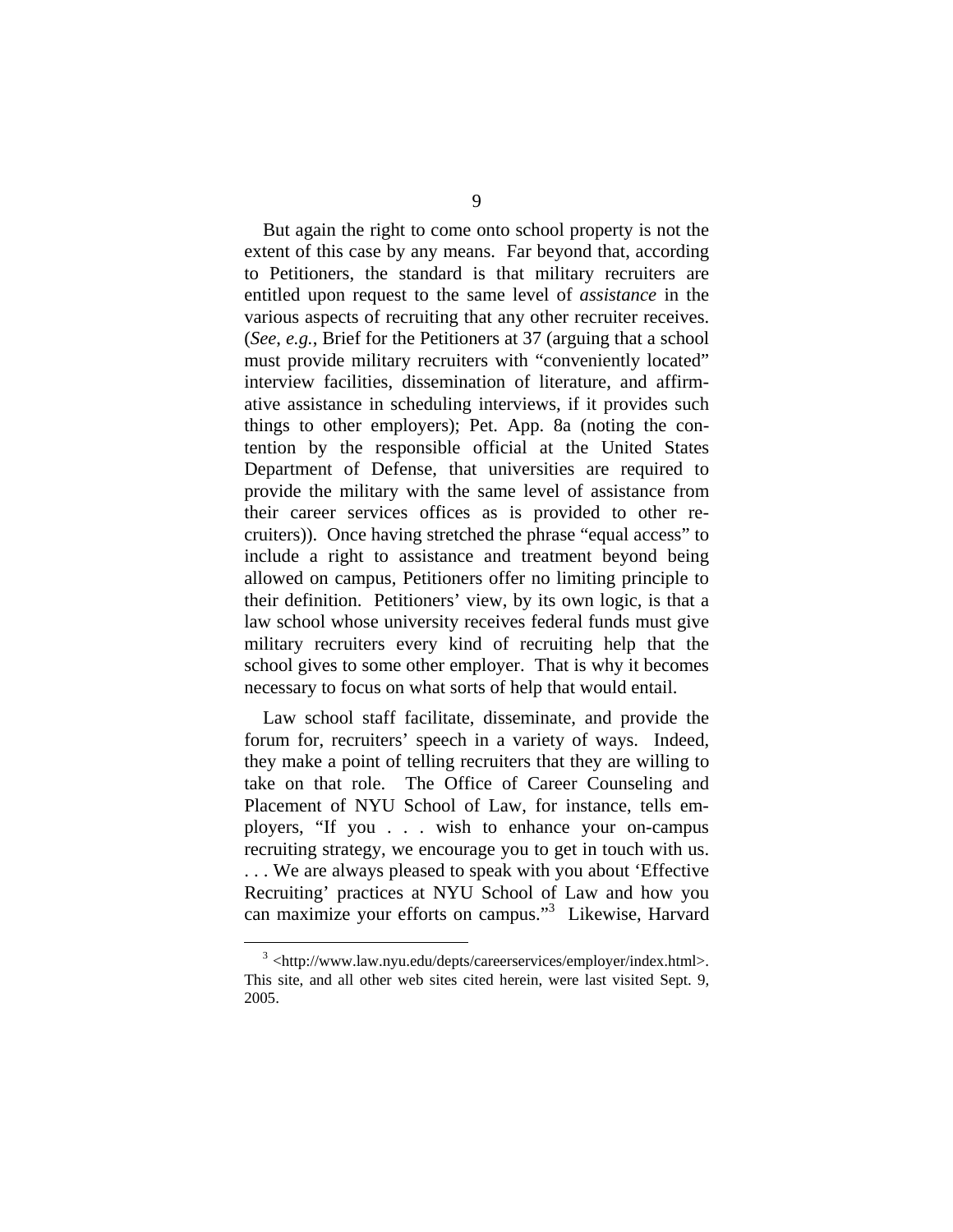But again the right to come onto school property is not the extent of this case by any means. Far beyond that, according to Petitioners, the standard is that military recruiters are entitled upon request to the same level of *assistance* in the various aspects of recruiting that any other recruiter receives. (*See, e.g.*, Brief for the Petitioners at 37 (arguing that a school must provide military recruiters with "conveniently located" interview facilities, dissemination of literature, and affirmative assistance in scheduling interviews, if it provides such things to other employers); Pet. App. 8a (noting the contention by the responsible official at the United States Department of Defense, that universities are required to provide the military with the same level of assistance from their career services offices as is provided to other recruiters)). Once having stretched the phrase "equal access" to include a right to assistance and treatment beyond being allowed on campus, Petitioners offer no limiting principle to their definition. Petitioners' view, by its own logic, is that a law school whose university receives federal funds must give military recruiters every kind of recruiting help that the school gives to some other employer. That is why it becomes necessary to focus on what sorts of help that would entail.

Law school staff facilitate, disseminate, and provide the forum for, recruiters' speech in a variety of ways. Indeed, they make a point of telling recruiters that they are willing to take on that role. The Office of Career Counseling and Placement of NYU School of Law, for instance, tells employers, "If you . . . wish to enhance your on-campus recruiting strategy, we encourage you to get in touch with us. . . . We are always pleased to speak with you about 'Effective Recruiting' practices at NYU School of Law and how you can maximize your efforts on campus."[3] Likewise, Harvard

---

[3] <http://www.law.nyu.edu/depts/careerservices/employer/index.html>. This site, and all other web sites cited herein, were last visited Sept. 9, 2005.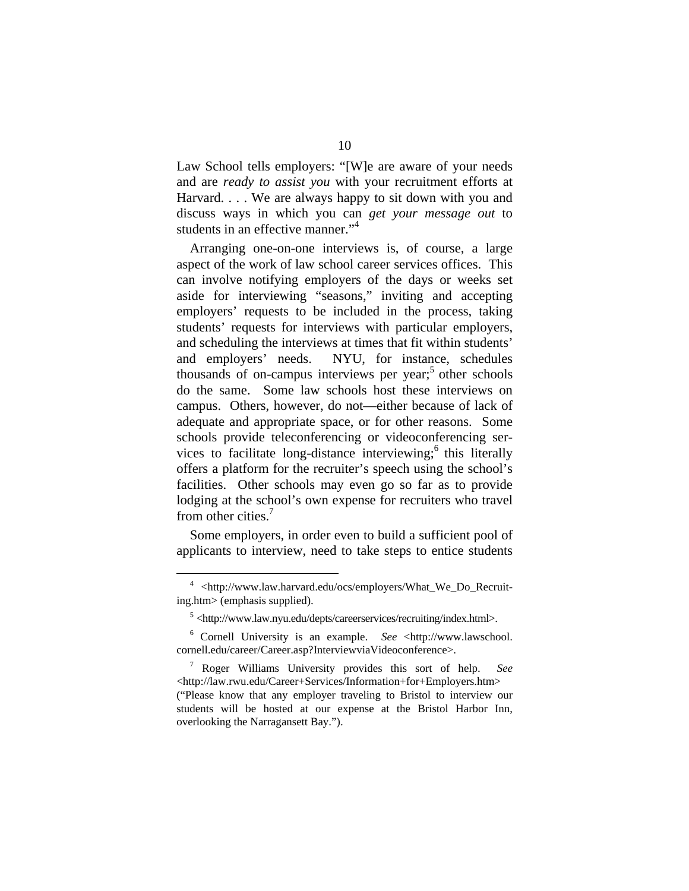Law School tells employers: "[W]e are aware of your needs and are *ready to assist you* with your recruitment efforts at Harvard. . . . We are always happy to sit down with you and discuss ways in which you can *get your message out* to students in an effective manner."[4]

Arranging one-on-one interviews is, of course, a large aspect of the work of law school career services offices. This can involve notifying employers of the days or weeks set aside for interviewing "seasons," inviting and accepting employers' requests to be included in the process, taking students' requests for interviews with particular employers, and scheduling the interviews at times that fit within students' and employers' needs. NYU, for instance, schedules thousands of on-campus interviews per year;[5] other schools do the same. Some law schools host these interviews on campus. Others, however, do not—either because of lack of adequate and appropriate space, or for other reasons. Some schools provide teleconferencing or videoconferencing services to facilitate long-distance interviewing;[6] this literally offers a platform for the recruiter's speech using the school's facilities. Other schools may even go so far as to provide lodging at the school's own expense for recruiters who travel from other cities.[7]

Some employers, in order even to build a sufficient pool of applicants to interview, need to take steps to entice students

---

[4] <http://www.law.harvard.edu/ocs/employers/What_We_Do_Recruiting.htm> (emphasis supplied).

[5] <http://www.law.nyu.edu/depts/careerservices/recruiting/index.html>.

[6] Cornell University is an example. *See* <http://www.lawschool.cornell.edu/career/Career.asp?InterviewviaVideoconference>.

[7] Roger Williams University provides this sort of help. *See* <http://law.rwu.edu/Career+Services/Information+for+Employers.htm> ("Please know that any employer traveling to Bristol to interview our students will be hosted at our expense at the Bristol Harbor Inn, overlooking the Narragansett Bay.").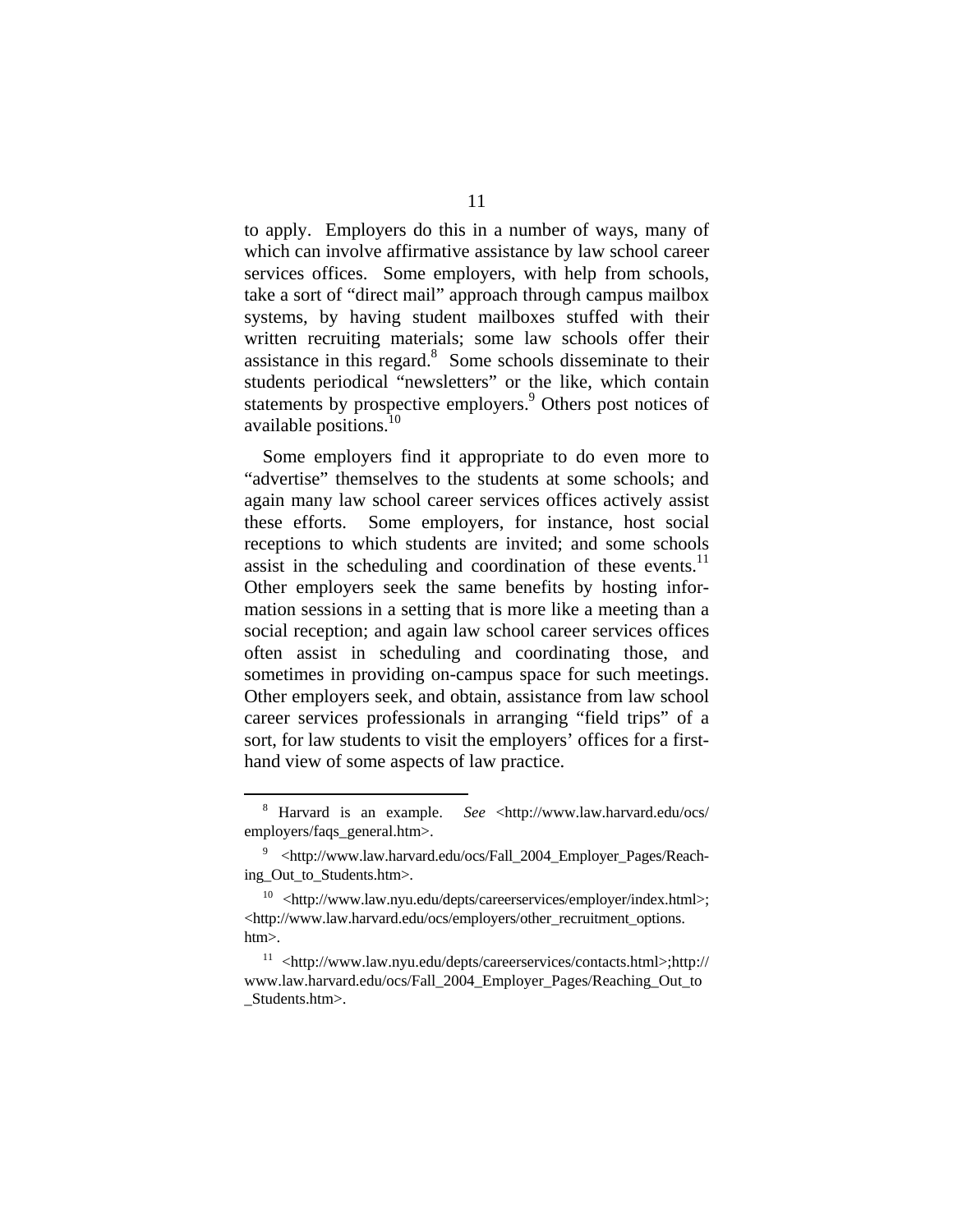to apply. Employers do this in a number of ways, many of which can involve affirmative assistance by law school career services offices. Some employers, with help from schools, take a sort of "direct mail" approach through campus mailbox systems, by having student mailboxes stuffed with their written recruiting materials; some law schools offer their assistance in this regard.[8] Some schools disseminate to their students periodical "newsletters" or the like, which contain statements by prospective employers.[9] Others post notices of available positions.[10]

Some employers find it appropriate to do even more to "advertise" themselves to the students at some schools; and again many law school career services offices actively assist these efforts. Some employers, for instance, host social receptions to which students are invited; and some schools assist in the scheduling and coordination of these events.[11] Other employers seek the same benefits by hosting information sessions in a setting that is more like a meeting than a social reception; and again law school career services offices often assist in scheduling and coordinating those, and sometimes in providing on-campus space for such meetings. Other employers seek, and obtain, assistance from law school career services professionals in arranging "field trips" of a sort, for law students to visit the employers' offices for a first-hand view of some aspects of law practice.

---

[8] Harvard is an example. *See* <http://www.law.harvard.edu/ocs/employers/faqs_general.htm>.

[9] <http://www.law.harvard.edu/ocs/Fall_2004_Employer_Pages/Reaching_Out_to_Students.htm>.

[10] <http://www.law.nyu.edu/depts/careerservices/employer/index.html>; <http://www.law.harvard.edu/ocs/employers/other_recruitment_options.htm>.

[11] <http://www.law.nyu.edu/depts/careerservices/contacts.html>;http://www.law.harvard.edu/ocs/Fall_2004_Employer_Pages/Reaching_Out_to_Students.htm>.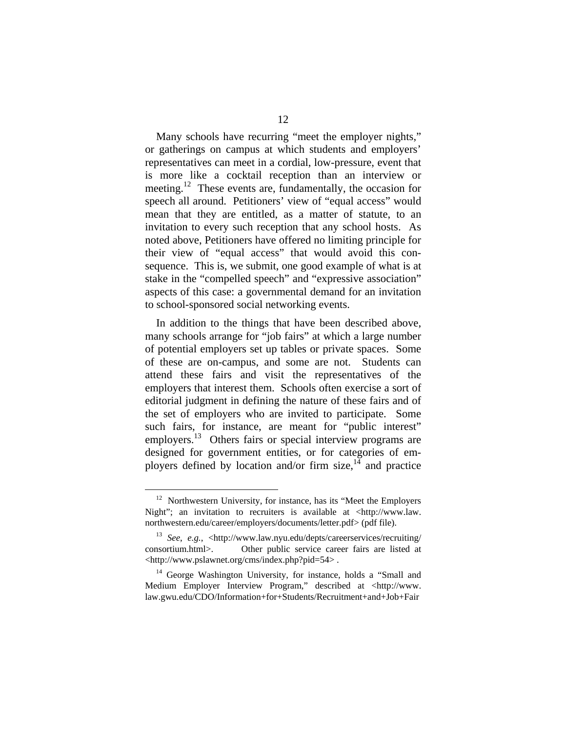Many schools have recurring "meet the employer nights," or gatherings on campus at which students and employers' representatives can meet in a cordial, low-pressure, event that is more like a cocktail reception than an interview or meeting.[12] These events are, fundamentally, the occasion for speech all around. Petitioners' view of "equal access" would mean that they are entitled, as a matter of statute, to an invitation to every such reception that any school hosts. As noted above, Petitioners have offered no limiting principle for their view of "equal access" that would avoid this consequence. This is, we submit, one good example of what is at stake in the "compelled speech" and "expressive association" aspects of this case: a governmental demand for an invitation to school-sponsored social networking events.

In addition to the things that have been described above, many schools arrange for "job fairs" at which a large number of potential employers set up tables or private spaces. Some of these are on-campus, and some are not. Students can attend these fairs and visit the representatives of the employers that interest them. Schools often exercise a sort of editorial judgment in defining the nature of these fairs and of the set of employers who are invited to participate. Some such fairs, for instance, are meant for "public interest" employers.[13] Others fairs or special interview programs are designed for government entities, or for categories of employers defined by location and/or firm size,[14] and practice

---

[12] Northwestern University, for instance, has its "Meet the Employers Night"; an invitation to recruiters is available at <http://www.law.northwestern.edu/career/employers/documents/letter.pdf> (pdf file).

[13] *See*, *e.g.*, <http://www.law.nyu.edu/depts/careerservices/recruiting/consortium.html>. Other public service career fairs are listed at <http://www.pslawnet.org/cms/index.php?pid=54> .

[14] George Washington University, for instance, holds a "Small and Medium Employer Interview Program," described at <http://www.law.gwu.edu/CDO/Information+for+Students/Recruitment+and+Job+Fair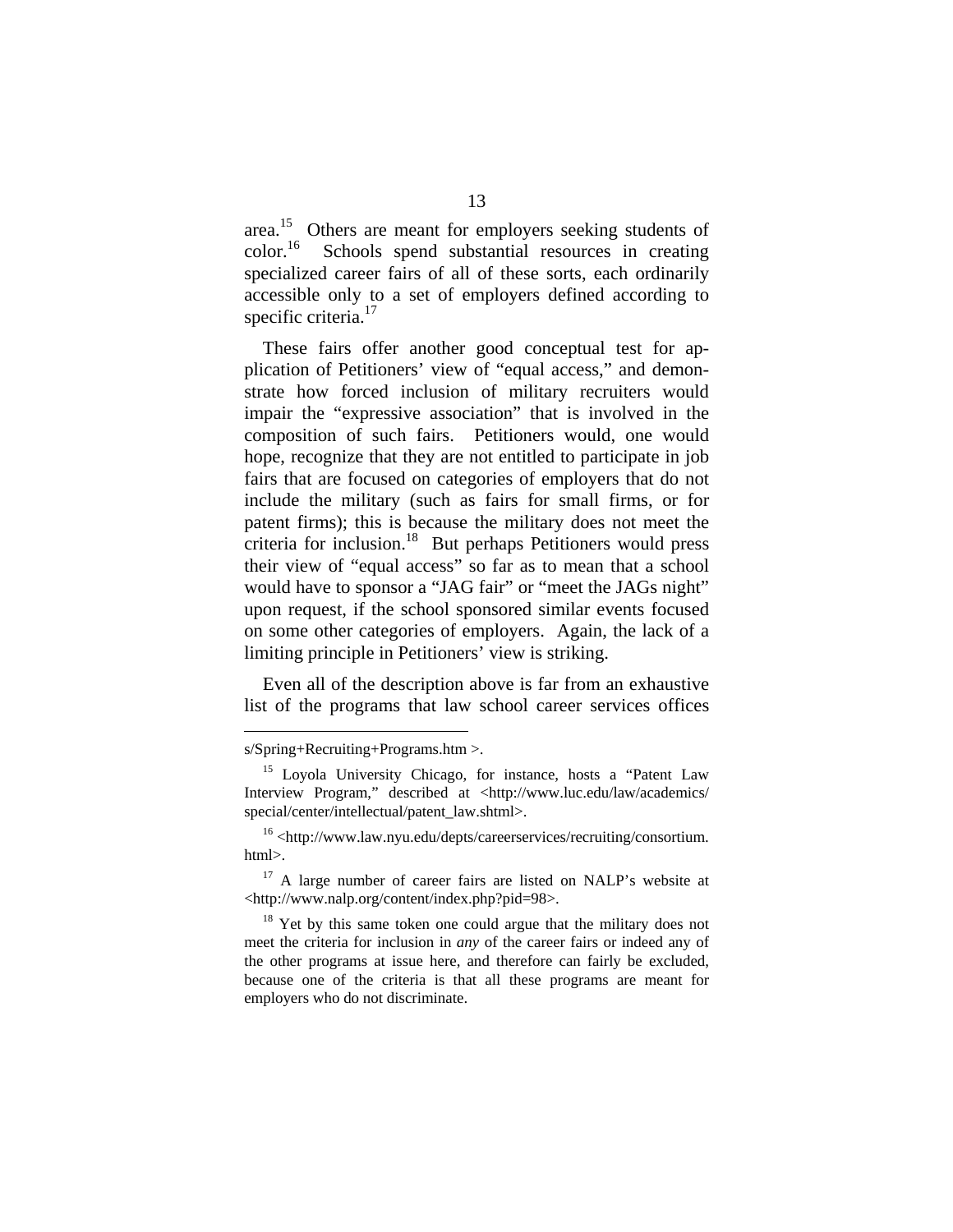area.[15] Others are meant for employers seeking students of color.[16] Schools spend substantial resources in creating specialized career fairs of all of these sorts, each ordinarily accessible only to a set of employers defined according to specific criteria.[17]

These fairs offer another good conceptual test for application of Petitioners' view of "equal access," and demonstrate how forced inclusion of military recruiters would impair the "expressive association" that is involved in the composition of such fairs. Petitioners would, one would hope, recognize that they are not entitled to participate in job fairs that are focused on categories of employers that do not include the military (such as fairs for small firms, or for patent firms); this is because the military does not meet the criteria for inclusion.[18] But perhaps Petitioners would press their view of "equal access" so far as to mean that a school would have to sponsor a "JAG fair" or "meet the JAGs night" upon request, if the school sponsored similar events focused on some other categories of employers. Again, the lack of a limiting principle in Petitioners' view is striking.

Even all of the description above is far from an exhaustive list of the programs that law school career services offices

---

s/Spring+Recruiting+Programs.htm >.

[15] Loyola University Chicago, for instance, hosts a "Patent Law Interview Program," described at <http://www.luc.edu/law/academics/special/center/intellectual/patent_law.shtml>.

[16] <http://www.law.nyu.edu/depts/careerservices/recruiting/consortium.html>.

[17] A large number of career fairs are listed on NALP's website at <http://www.nalp.org/content/index.php?pid=98>.

[18] Yet by this same token one could argue that the military does not meet the criteria for inclusion in *any* of the career fairs or indeed any of the other programs at issue here, and therefore can fairly be excluded, because one of the criteria is that all these programs are meant for employers who do not discriminate.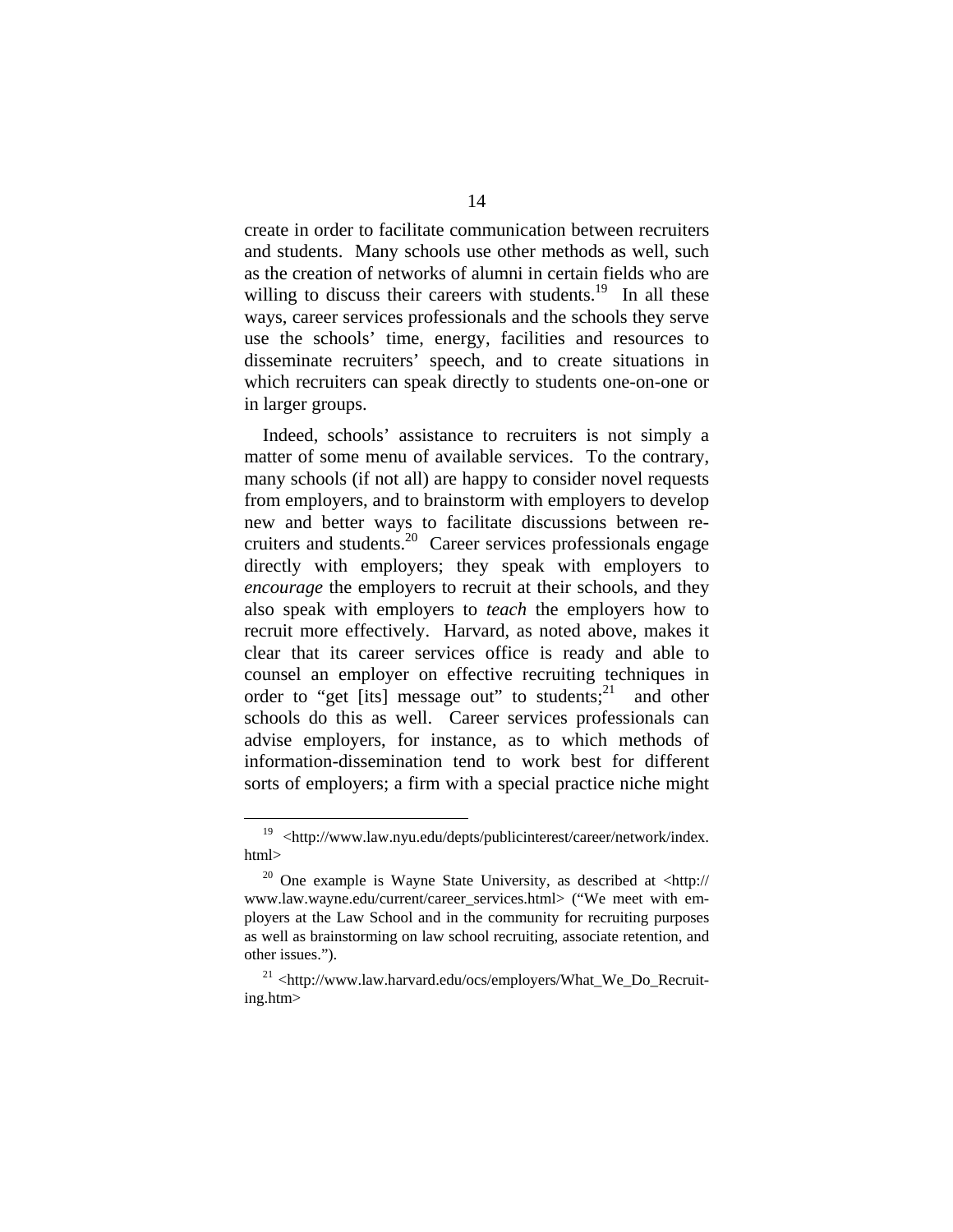create in order to facilitate communication between recruiters and students. Many schools use other methods as well, such as the creation of networks of alumni in certain fields who are willing to discuss their careers with students.[19] In all these ways, career services professionals and the schools they serve use the schools' time, energy, facilities and resources to disseminate recruiters' speech, and to create situations in which recruiters can speak directly to students one-on-one or in larger groups.

Indeed, schools' assistance to recruiters is not simply a matter of some menu of available services. To the contrary, many schools (if not all) are happy to consider novel requests from employers, and to brainstorm with employers to develop new and better ways to facilitate discussions between recruiters and students.[20] Career services professionals engage directly with employers; they speak with employers to *encourage* the employers to recruit at their schools, and they also speak with employers to *teach* the employers how to recruit more effectively. Harvard, as noted above, makes it clear that its career services office is ready and able to counsel an employer on effective recruiting techniques in order to "get [its] message out" to students;[21] and other schools do this as well. Career services professionals can advise employers, for instance, as to which methods of information-dissemination tend to work best for different sorts of employers; a firm with a special practice niche might

---

[19] <http://www.law.nyu.edu/depts/publicinterest/career/network/index.html>

[20] One example is Wayne State University, as described at <http://www.law.wayne.edu/current/career_services.html> ("We meet with employers at the Law School and in the community for recruiting purposes as well as brainstorming on law school recruiting, associate retention, and other issues.").

[21] <http://www.law.harvard.edu/ocs/employers/What_We_Do_Recruiting.htm>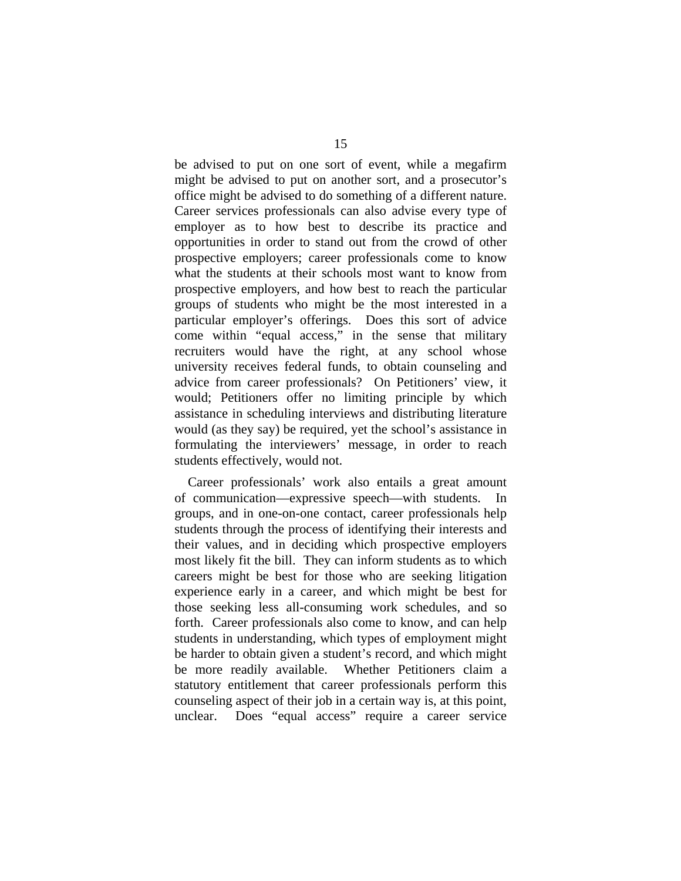be advised to put on one sort of event, while a megafirm might be advised to put on another sort, and a prosecutor's office might be advised to do something of a different nature. Career services professionals can also advise every type of employer as to how best to describe its practice and opportunities in order to stand out from the crowd of other prospective employers; career professionals come to know what the students at their schools most want to know from prospective employers, and how best to reach the particular groups of students who might be the most interested in a particular employer's offerings. Does this sort of advice come within "equal access," in the sense that military recruiters would have the right, at any school whose university receives federal funds, to obtain counseling and advice from career professionals? On Petitioners' view, it would; Petitioners offer no limiting principle by which assistance in scheduling interviews and distributing literature would (as they say) be required, yet the school's assistance in formulating the interviewers' message, in order to reach students effectively, would not.

Career professionals' work also entails a great amount of communication—expressive speech—with students. In groups, and in one-on-one contact, career professionals help students through the process of identifying their interests and their values, and in deciding which prospective employers most likely fit the bill. They can inform students as to which careers might be best for those who are seeking litigation experience early in a career, and which might be best for those seeking less all-consuming work schedules, and so forth. Career professionals also come to know, and can help students in understanding, which types of employment might be harder to obtain given a student's record, and which might be more readily available. Whether Petitioners claim a statutory entitlement that career professionals perform this counseling aspect of their job in a certain way is, at this point, unclear. Does "equal access" require a career service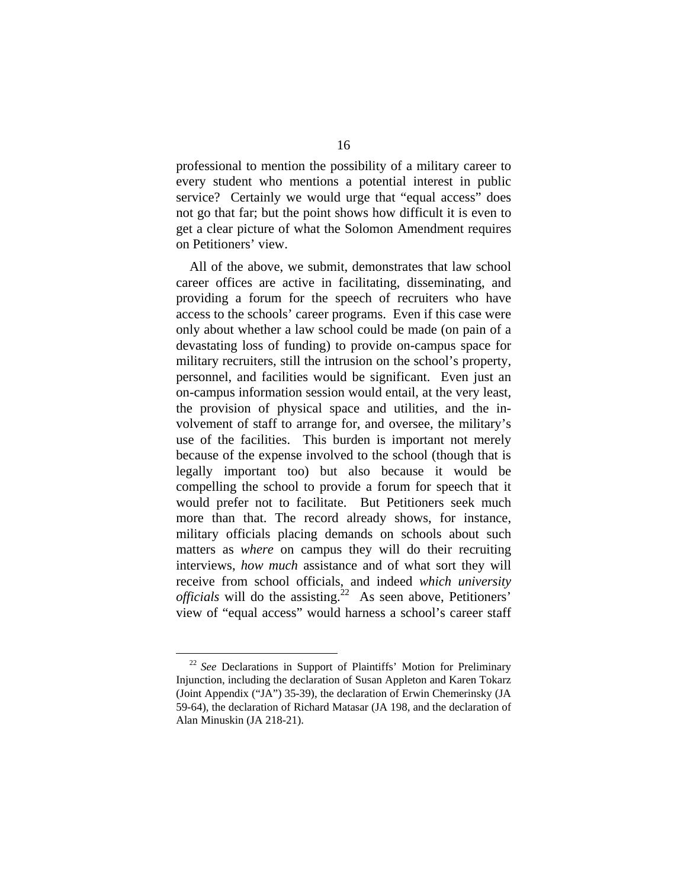professional to mention the possibility of a military career to every student who mentions a potential interest in public service? Certainly we would urge that "equal access" does not go that far; but the point shows how difficult it is even to get a clear picture of what the Solomon Amendment requires on Petitioners' view.

All of the above, we submit, demonstrates that law school career offices are active in facilitating, disseminating, and providing a forum for the speech of recruiters who have access to the schools' career programs. Even if this case were only about whether a law school could be made (on pain of a devastating loss of funding) to provide on-campus space for military recruiters, still the intrusion on the school's property, personnel, and facilities would be significant. Even just an on-campus information session would entail, at the very least, the provision of physical space and utilities, and the involvement of staff to arrange for, and oversee, the military's use of the facilities. This burden is important not merely because of the expense involved to the school (though that is legally important too) but also because it would be compelling the school to provide a forum for speech that it would prefer not to facilitate. But Petitioners seek much more than that. The record already shows, for instance, military officials placing demands on schools about such matters as *where* on campus they will do their recruiting interviews, *how much* assistance and of what sort they will receive from school officials, and indeed *which university officials* will do the assisting.[22] As seen above, Petitioners' view of "equal access" would harness a school's career staff

[22] *See* Declarations in Support of Plaintiffs' Motion for Preliminary Injunction, including the declaration of Susan Appleton and Karen Tokarz (Joint Appendix ("JA") 35-39), the declaration of Erwin Chemerinsky (JA 59-64), the declaration of Richard Matasar (JA 198, and the declaration of Alan Minuskin (JA 218-21).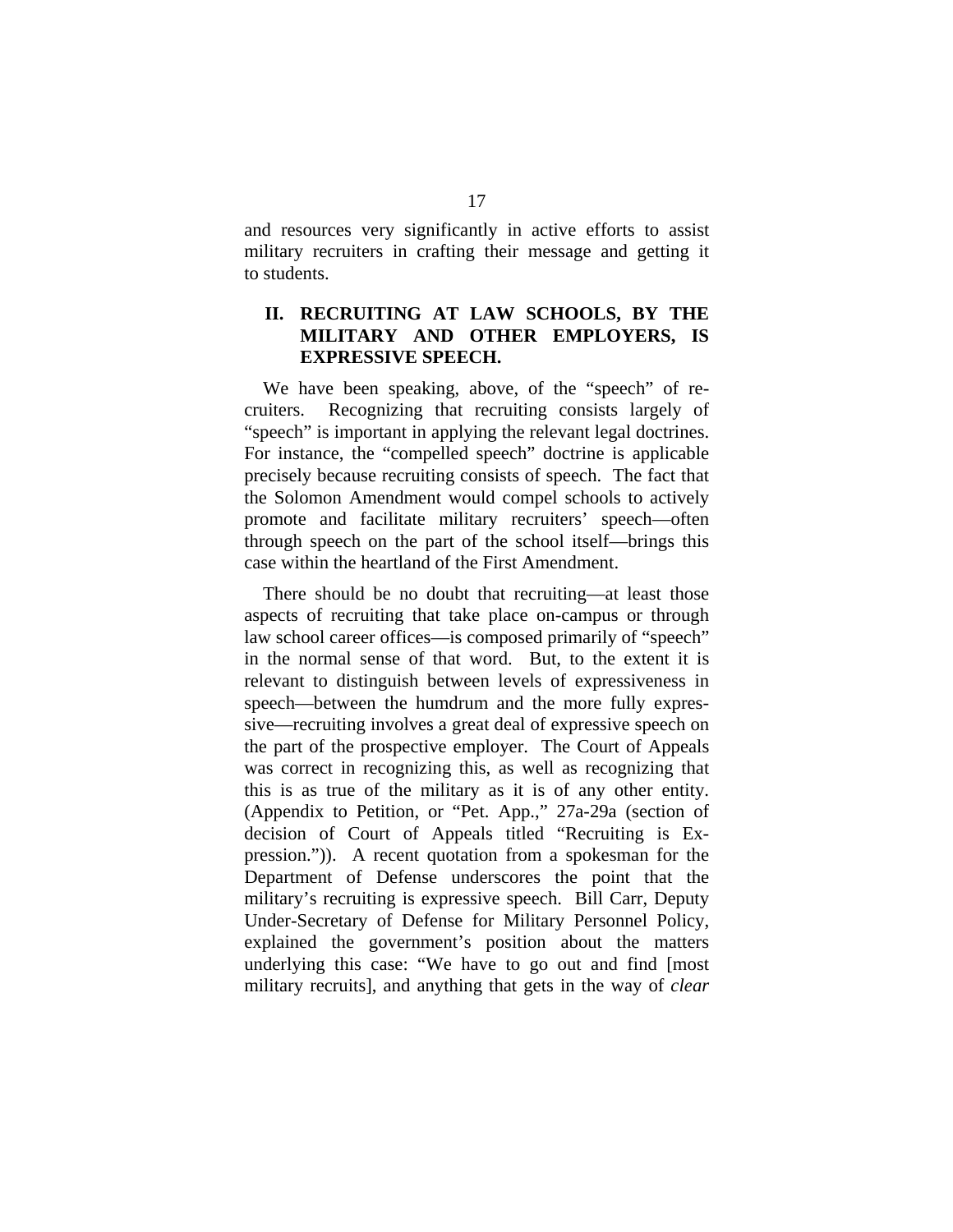and resources very significantly in active efforts to assist military recruiters in crafting their message and getting it to students.

## II. RECRUITING AT LAW SCHOOLS, BY THE MILITARY AND OTHER EMPLOYERS, IS EXPRESSIVE SPEECH.

We have been speaking, above, of the "speech" of recruiters. Recognizing that recruiting consists largely of "speech" is important in applying the relevant legal doctrines. For instance, the "compelled speech" doctrine is applicable precisely because recruiting consists of speech. The fact that the Solomon Amendment would compel schools to actively promote and facilitate military recruiters' speech—often through speech on the part of the school itself—brings this case within the heartland of the First Amendment.

There should be no doubt that recruiting—at least those aspects of recruiting that take place on-campus or through law school career offices—is composed primarily of "speech" in the normal sense of that word. But, to the extent it is relevant to distinguish between levels of expressiveness in speech—between the humdrum and the more fully expressive—recruiting involves a great deal of expressive speech on the part of the prospective employer. The Court of Appeals was correct in recognizing this, as well as recognizing that this is as true of the military as it is of any other entity. (Appendix to Petition, or "Pet. App.," 27a-29a (section of decision of Court of Appeals titled "Recruiting is Expression.")). A recent quotation from a spokesman for the Department of Defense underscores the point that the military's recruiting is expressive speech. Bill Carr, Deputy Under-Secretary of Defense for Military Personnel Policy, explained the government's position about the matters underlying this case: "We have to go out and find [most military recruits], and anything that gets in the way of *clear*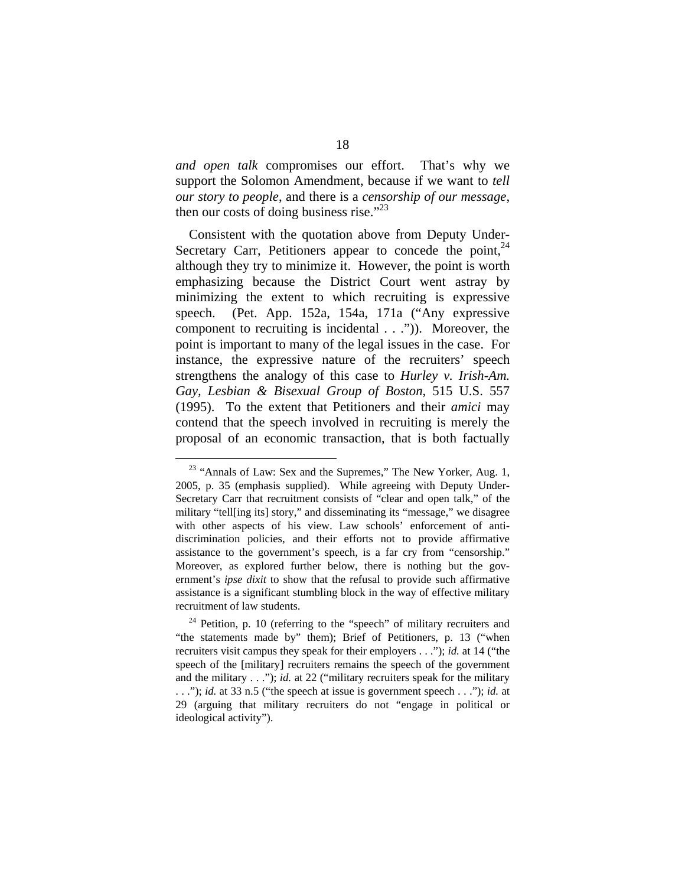*and open talk* compromises our effort. That's why we support the Solomon Amendment, because if we want to *tell our story to people*, and there is a *censorship of our message*, then our costs of doing business rise."[23]

Consistent with the quotation above from Deputy Under-Secretary Carr, Petitioners appear to concede the point,[24] although they try to minimize it. However, the point is worth emphasizing because the District Court went astray by minimizing the extent to which recruiting is expressive speech. (Pet. App. 152a, 154a, 171a ("Any expressive component to recruiting is incidental . . .")). Moreover, the point is important to many of the legal issues in the case. For instance, the expressive nature of the recruiters' speech strengthens the analogy of this case to *Hurley v. Irish-Am. Gay, Lesbian & Bisexual Group of Boston*, 515 U.S. 557 (1995). To the extent that Petitioners and their *amici* may contend that the speech involved in recruiting is merely the proposal of an economic transaction, that is both factually

---

[23] "Annals of Law: Sex and the Supremes," The New Yorker, Aug. 1, 2005, p. 35 (emphasis supplied). While agreeing with Deputy Under-Secretary Carr that recruitment consists of "clear and open talk," of the military "tell[ing its] story," and disseminating its "message," we disagree with other aspects of his view. Law schools' enforcement of anti-discrimination policies, and their efforts not to provide affirmative assistance to the government's speech, is a far cry from "censorship." Moreover, as explored further below, there is nothing but the government's *ipse dixit* to show that the refusal to provide such affirmative assistance is a significant stumbling block in the way of effective military recruitment of law students.

[24] Petition, p. 10 (referring to the "speech" of military recruiters and "the statements made by" them); Brief of Petitioners, p. 13 ("when recruiters visit campus they speak for their employers . . ."); *id.* at 14 ("the speech of the [military] recruiters remains the speech of the government and the military . . ."); *id.* at 22 ("military recruiters speak for the military . . ."); *id.* at 33 n.5 ("the speech at issue is government speech . . ."); *id.* at 29 (arguing that military recruiters do not "engage in political or ideological activity").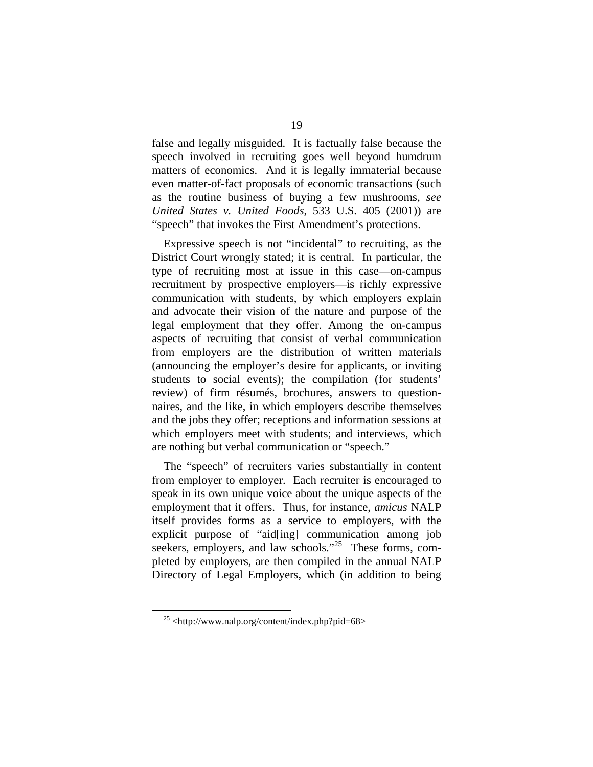false and legally misguided. It is factually false because the speech involved in recruiting goes well beyond humdrum matters of economics. And it is legally immaterial because even matter-of-fact proposals of economic transactions (such as the routine business of buying a few mushrooms, *see United States v. United Foods*, 533 U.S. 405 (2001)) are "speech" that invokes the First Amendment's protections.

Expressive speech is not "incidental" to recruiting, as the District Court wrongly stated; it is central. In particular, the type of recruiting most at issue in this case—on-campus recruitment by prospective employers—is richly expressive communication with students, by which employers explain and advocate their vision of the nature and purpose of the legal employment that they offer. Among the on-campus aspects of recruiting that consist of verbal communication from employers are the distribution of written materials (announcing the employer's desire for applicants, or inviting students to social events); the compilation (for students' review) of firm résumés, brochures, answers to questionnaires, and the like, in which employers describe themselves and the jobs they offer; receptions and information sessions at which employers meet with students; and interviews, which are nothing but verbal communication or "speech."

The "speech" of recruiters varies substantially in content from employer to employer. Each recruiter is encouraged to speak in its own unique voice about the unique aspects of the employment that it offers. Thus, for instance, *amicus* NALP itself provides forms as a service to employers, with the explicit purpose of "aid[ing] communication among job seekers, employers, and law schools."[25] These forms, completed by employers, are then compiled in the annual NALP Directory of Legal Employers, which (in addition to being

---

[25] <http://www.nalp.org/content/index.php?pid=68>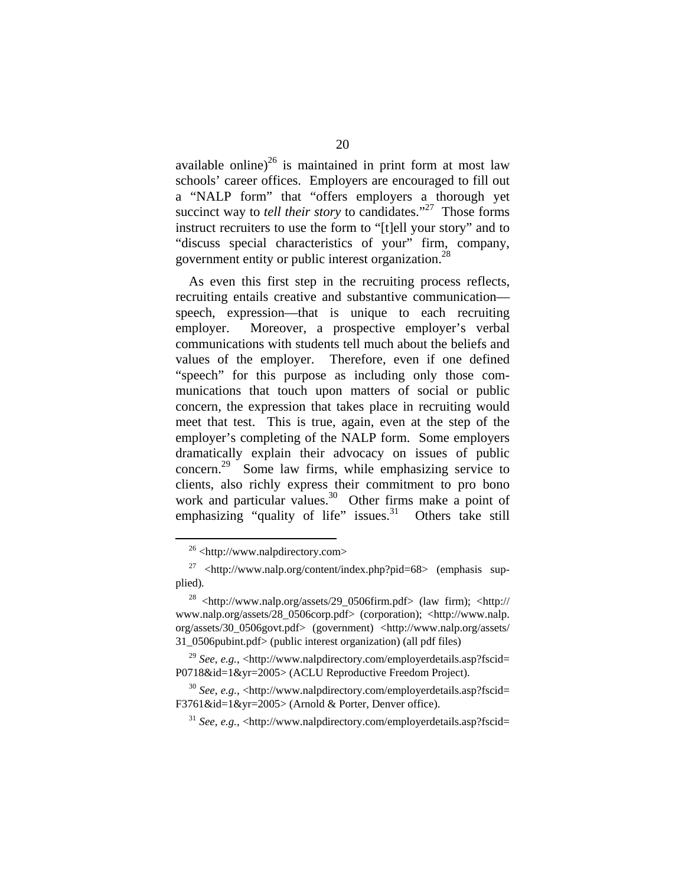available online)[26] is maintained in print form at most law schools' career offices. Employers are encouraged to fill out a "NALP form" that "offers employers a thorough yet succinct way to *tell their story* to candidates."[27] Those forms instruct recruiters to use the form to "[t]ell your story" and to "discuss special characteristics of your" firm, company, government entity or public interest organization.[28]

As even this first step in the recruiting process reflects, recruiting entails creative and substantive communication—speech, expression—that is unique to each recruiting employer. Moreover, a prospective employer's verbal communications with students tell much about the beliefs and values of the employer. Therefore, even if one defined "speech" for this purpose as including only those communications that touch upon matters of social or public concern, the expression that takes place in recruiting would meet that test. This is true, again, even at the step of the employer's completing of the NALP form. Some employers dramatically explain their advocacy on issues of public concern.[29] Some law firms, while emphasizing service to clients, also richly express their commitment to pro bono work and particular values.[30] Other firms make a point of emphasizing "quality of life" issues.[31] Others take still

---

[26] <http://www.nalpdirectory.com>

[27] <http://www.nalp.org/content/index.php?pid=68> (emphasis supplied).

[28] <http://www.nalp.org/assets/29_0506firm.pdf> (law firm); <http://www.nalp.org/assets/28_0506corp.pdf> (corporation); <http://www.nalp.org/assets/30_0506govt.pdf> (government) <http://www.nalp.org/assets/31_0506pubint.pdf> (public interest organization) (all pdf files)

[29] *See, e.g.*, <http://www.nalpdirectory.com/employerdetails.asp?fscid=P0718&id=1&yr=2005> (ACLU Reproductive Freedom Project).

[30] *See, e.g.*, <http://www.nalpdirectory.com/employerdetails.asp?fscid=F3761&id=1&yr=2005> (Arnold & Porter, Denver office).

[31] *See, e.g.*, <http://www.nalpdirectory.com/employerdetails.asp?fscid=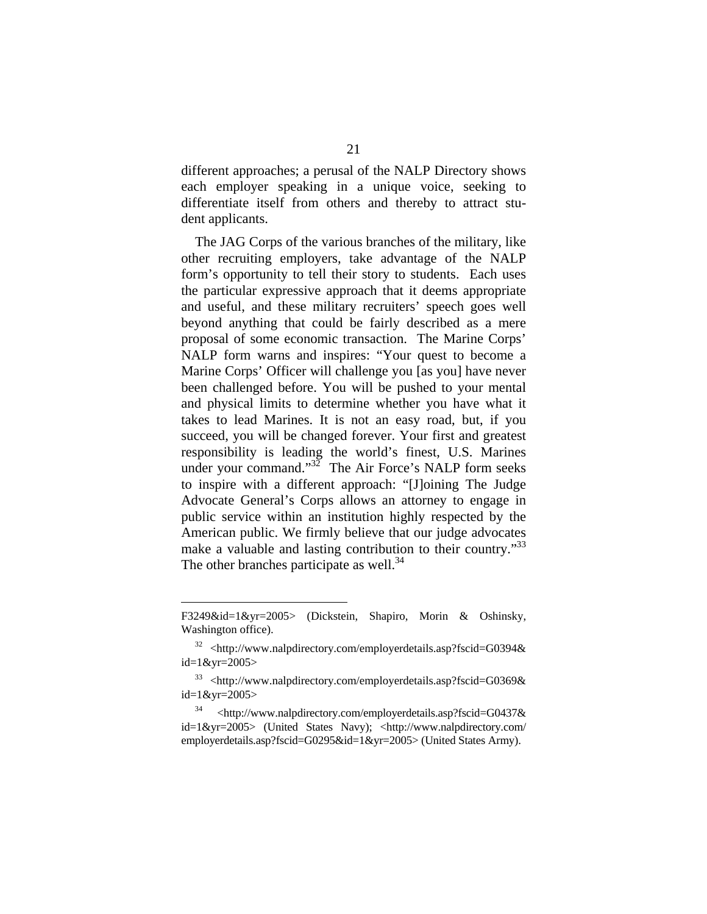different approaches; a perusal of the NALP Directory shows each employer speaking in a unique voice, seeking to differentiate itself from others and thereby to attract student applicants.

The JAG Corps of the various branches of the military, like other recruiting employers, take advantage of the NALP form's opportunity to tell their story to students. Each uses the particular expressive approach that it deems appropriate and useful, and these military recruiters' speech goes well beyond anything that could be fairly described as a mere proposal of some economic transaction. The Marine Corps' NALP form warns and inspires: "Your quest to become a Marine Corps' Officer will challenge you [as you] have never been challenged before. You will be pushed to your mental and physical limits to determine whether you have what it takes to lead Marines. It is not an easy road, but, if you succeed, you will be changed forever. Your first and greatest responsibility is leading the world's finest, U.S. Marines under your command."[32] The Air Force's NALP form seeks to inspire with a different approach: "[J]oining The Judge Advocate General's Corps allows an attorney to engage in public service within an institution highly respected by the American public. We firmly believe that our judge advocates make a valuable and lasting contribution to their country."[33] The other branches participate as well.[34]

---

F3249&id=1&yr=2005> (Dickstein, Shapiro, Morin & Oshinsky, Washington office).

[32] <http://www.nalpdirectory.com/employerdetails.asp?fscid=G0394&id=1&yr=2005>

[33] <http://www.nalpdirectory.com/employerdetails.asp?fscid=G0369&id=1&yr=2005>

[34] <http://www.nalpdirectory.com/employerdetails.asp?fscid=G0437&id=1&yr=2005> (United States Navy); <http://www.nalpdirectory.com/employerdetails.asp?fscid=G0295&id=1&yr=2005> (United States Army).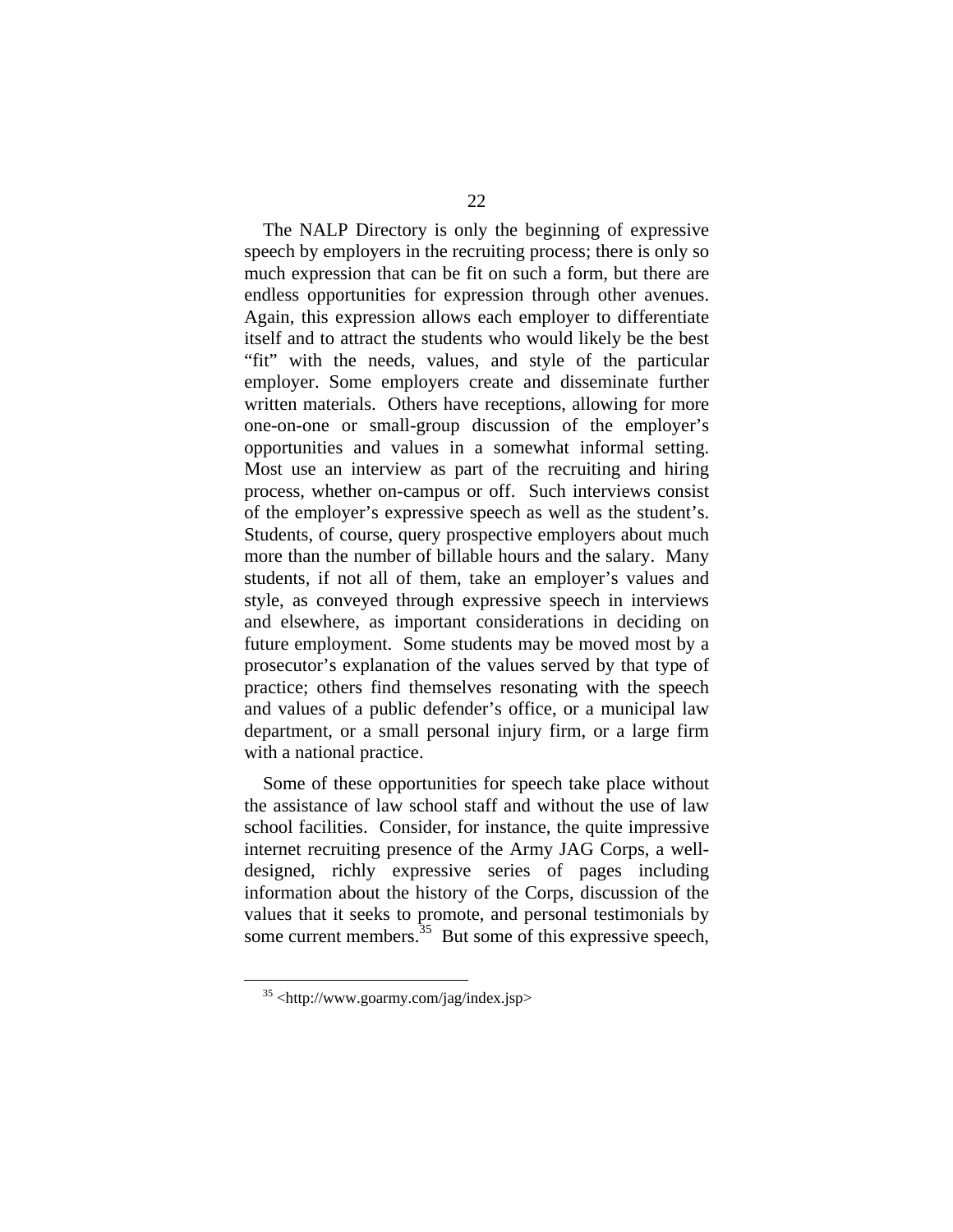The NALP Directory is only the beginning of expressive speech by employers in the recruiting process; there is only so much expression that can be fit on such a form, but there are endless opportunities for expression through other avenues. Again, this expression allows each employer to differentiate itself and to attract the students who would likely be the best "fit" with the needs, values, and style of the particular employer. Some employers create and disseminate further written materials. Others have receptions, allowing for more one-on-one or small-group discussion of the employer's opportunities and values in a somewhat informal setting. Most use an interview as part of the recruiting and hiring process, whether on-campus or off. Such interviews consist of the employer's expressive speech as well as the student's. Students, of course, query prospective employers about much more than the number of billable hours and the salary. Many students, if not all of them, take an employer's values and style, as conveyed through expressive speech in interviews and elsewhere, as important considerations in deciding on future employment. Some students may be moved most by a prosecutor's explanation of the values served by that type of practice; others find themselves resonating with the speech and values of a public defender's office, or a municipal law department, or a small personal injury firm, or a large firm with a national practice.

Some of these opportunities for speech take place without the assistance of law school staff and without the use of law school facilities. Consider, for instance, the quite impressive internet recruiting presence of the Army JAG Corps, a well-designed, richly expressive series of pages including information about the history of the Corps, discussion of the values that it seeks to promote, and personal testimonials by some current members.[35] But some of this expressive speech,

---

[35] <http://www.goarmy.com/jag/index.jsp>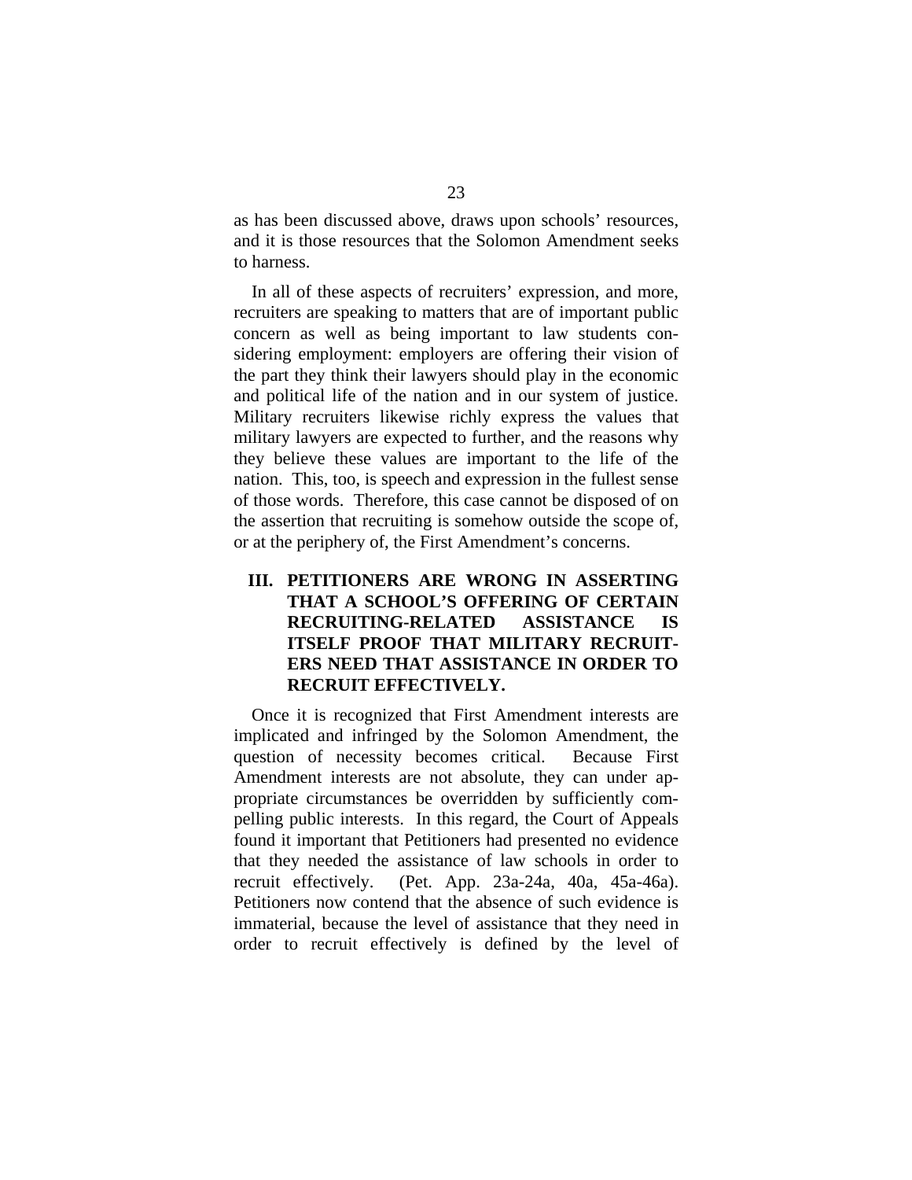as has been discussed above, draws upon schools' resources, and it is those resources that the Solomon Amendment seeks to harness.

In all of these aspects of recruiters' expression, and more, recruiters are speaking to matters that are of important public concern as well as being important to law students considering employment: employers are offering their vision of the part they think their lawyers should play in the economic and political life of the nation and in our system of justice. Military recruiters likewise richly express the values that military lawyers are expected to further, and the reasons why they believe these values are important to the life of the nation. This, too, is speech and expression in the fullest sense of those words. Therefore, this case cannot be disposed of on the assertion that recruiting is somehow outside the scope of, or at the periphery of, the First Amendment's concerns.

## III. PETITIONERS ARE WRONG IN ASSERTING THAT A SCHOOL'S OFFERING OF CERTAIN RECRUITING-RELATED ASSISTANCE IS ITSELF PROOF THAT MILITARY RECRUITERS NEED THAT ASSISTANCE IN ORDER TO RECRUIT EFFECTIVELY.

Once it is recognized that First Amendment interests are implicated and infringed by the Solomon Amendment, the question of necessity becomes critical. Because First Amendment interests are not absolute, they can under appropriate circumstances be overridden by sufficiently compelling public interests. In this regard, the Court of Appeals found it important that Petitioners had presented no evidence that they needed the assistance of law schools in order to recruit effectively. (Pet. App. 23a-24a, 40a, 45a-46a). Petitioners now contend that the absence of such evidence is immaterial, because the level of assistance that they need in order to recruit effectively is defined by the level of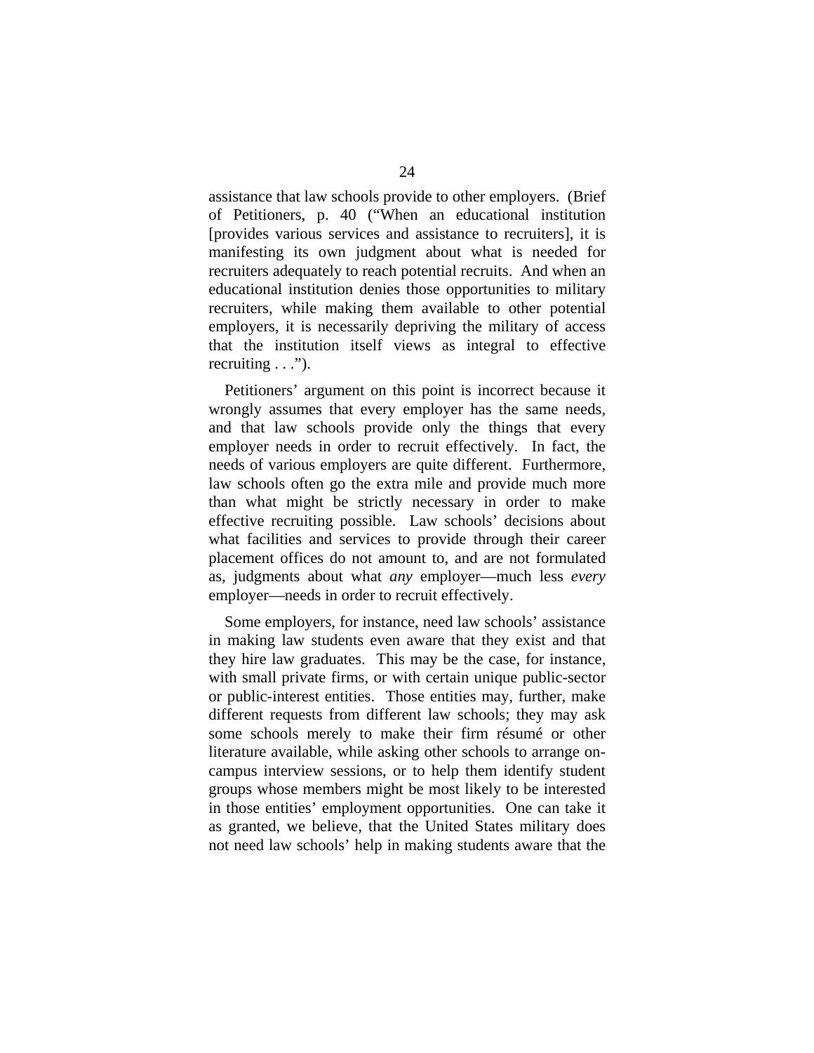assistance that law schools provide to other employers. (Brief of Petitioners, p. 40 ("When an educational institution [provides various services and assistance to recruiters], it is manifesting its own judgment about what is needed for recruiters adequately to reach potential recruits. And when an educational institution denies those opportunities to military recruiters, while making them available to other potential employers, it is necessarily depriving the military of access that the institution itself views as integral to effective recruiting . . .").

Petitioners' argument on this point is incorrect because it wrongly assumes that every employer has the same needs, and that law schools provide only the things that every employer needs in order to recruit effectively. In fact, the needs of various employers are quite different. Furthermore, law schools often go the extra mile and provide much more than what might be strictly necessary in order to make effective recruiting possible. Law schools' decisions about what facilities and services to provide through their career placement offices do not amount to, and are not formulated as, judgments about what *any* employer—much less *every* employer—needs in order to recruit effectively.

Some employers, for instance, need law schools' assistance in making law students even aware that they exist and that they hire law graduates. This may be the case, for instance, with small private firms, or with certain unique public-sector or public-interest entities. Those entities may, further, make different requests from different law schools; they may ask some schools merely to make their firm résumé or other literature available, while asking other schools to arrange on-campus interview sessions, or to help them identify student groups whose members might be most likely to be interested in those entities' employment opportunities. One can take it as granted, we believe, that the United States military does not need law schools' help in making students aware that the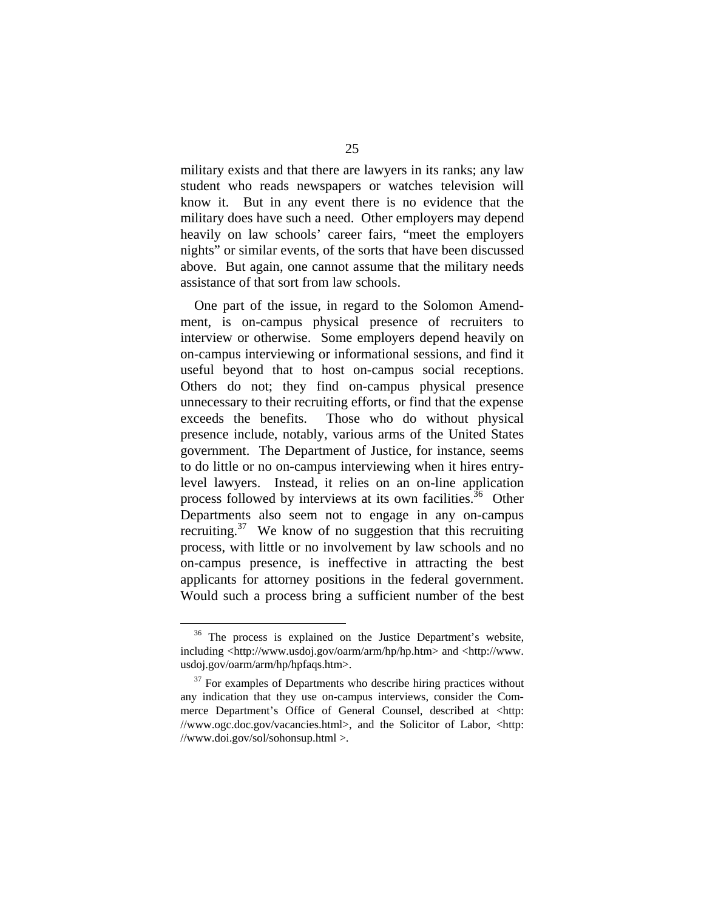military exists and that there are lawyers in its ranks; any law student who reads newspapers or watches television will know it. But in any event there is no evidence that the military does have such a need. Other employers may depend heavily on law schools' career fairs, "meet the employers nights" or similar events, of the sorts that have been discussed above. But again, one cannot assume that the military needs assistance of that sort from law schools.

One part of the issue, in regard to the Solomon Amendment, is on-campus physical presence of recruiters to interview or otherwise. Some employers depend heavily on on-campus interviewing or informational sessions, and find it useful beyond that to host on-campus social receptions. Others do not; they find on-campus physical presence unnecessary to their recruiting efforts, or find that the expense exceeds the benefits. Those who do without physical presence include, notably, various arms of the United States government. The Department of Justice, for instance, seems to do little or no on-campus interviewing when it hires entry-level lawyers. Instead, it relies on an on-line application process followed by interviews at its own facilities.[36] Other Departments also seem not to engage in any on-campus recruiting.[37] We know of no suggestion that this recruiting process, with little or no involvement by law schools and no on-campus presence, is ineffective in attracting the best applicants for attorney positions in the federal government. Would such a process bring a sufficient number of the best

---

[36] The process is explained on the Justice Department's website, including <http://www.usdoj.gov/oarm/arm/hp/hp.htm> and <http://www.usdoj.gov/oarm/arm/hp/hpfaqs.htm>.

[37] For examples of Departments who describe hiring practices without any indication that they use on-campus interviews, consider the Commerce Department's Office of General Counsel, described at <http://www.ogc.doc.gov/vacancies.html>, and the Solicitor of Labor, <http://www.doi.gov/sol/sohonsup.html >.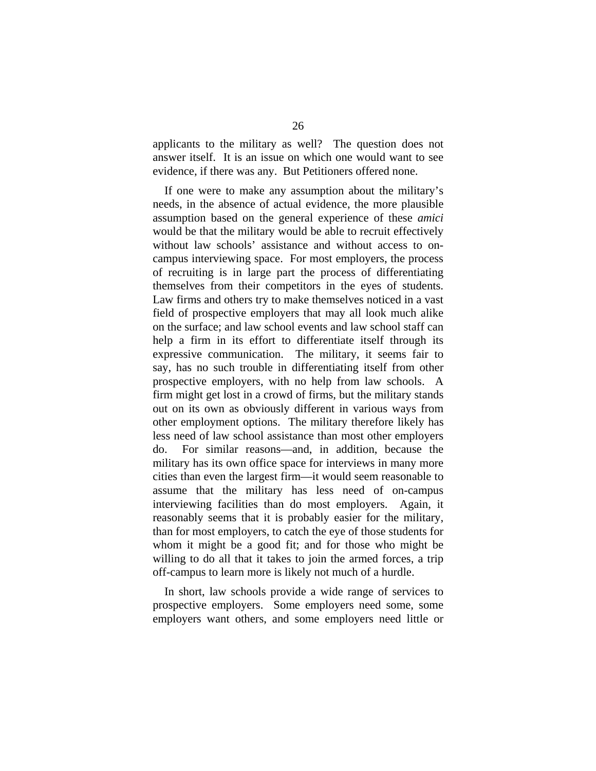applicants to the military as well? The question does not answer itself. It is an issue on which one would want to see evidence, if there was any. But Petitioners offered none.

If one were to make any assumption about the military's needs, in the absence of actual evidence, the more plausible assumption based on the general experience of these *amici* would be that the military would be able to recruit effectively without law schools' assistance and without access to on-campus interviewing space. For most employers, the process of recruiting is in large part the process of differentiating themselves from their competitors in the eyes of students. Law firms and others try to make themselves noticed in a vast field of prospective employers that may all look much alike on the surface; and law school events and law school staff can help a firm in its effort to differentiate itself through its expressive communication. The military, it seems fair to say, has no such trouble in differentiating itself from other prospective employers, with no help from law schools. A firm might get lost in a crowd of firms, but the military stands out on its own as obviously different in various ways from other employment options. The military therefore likely has less need of law school assistance than most other employers do. For similar reasons—and, in addition, because the military has its own office space for interviews in many more cities than even the largest firm—it would seem reasonable to assume that the military has less need of on-campus interviewing facilities than do most employers. Again, it reasonably seems that it is probably easier for the military, than for most employers, to catch the eye of those students for whom it might be a good fit; and for those who might be willing to do all that it takes to join the armed forces, a trip off-campus to learn more is likely not much of a hurdle.

In short, law schools provide a wide range of services to prospective employers. Some employers need some, some employers want others, and some employers need little or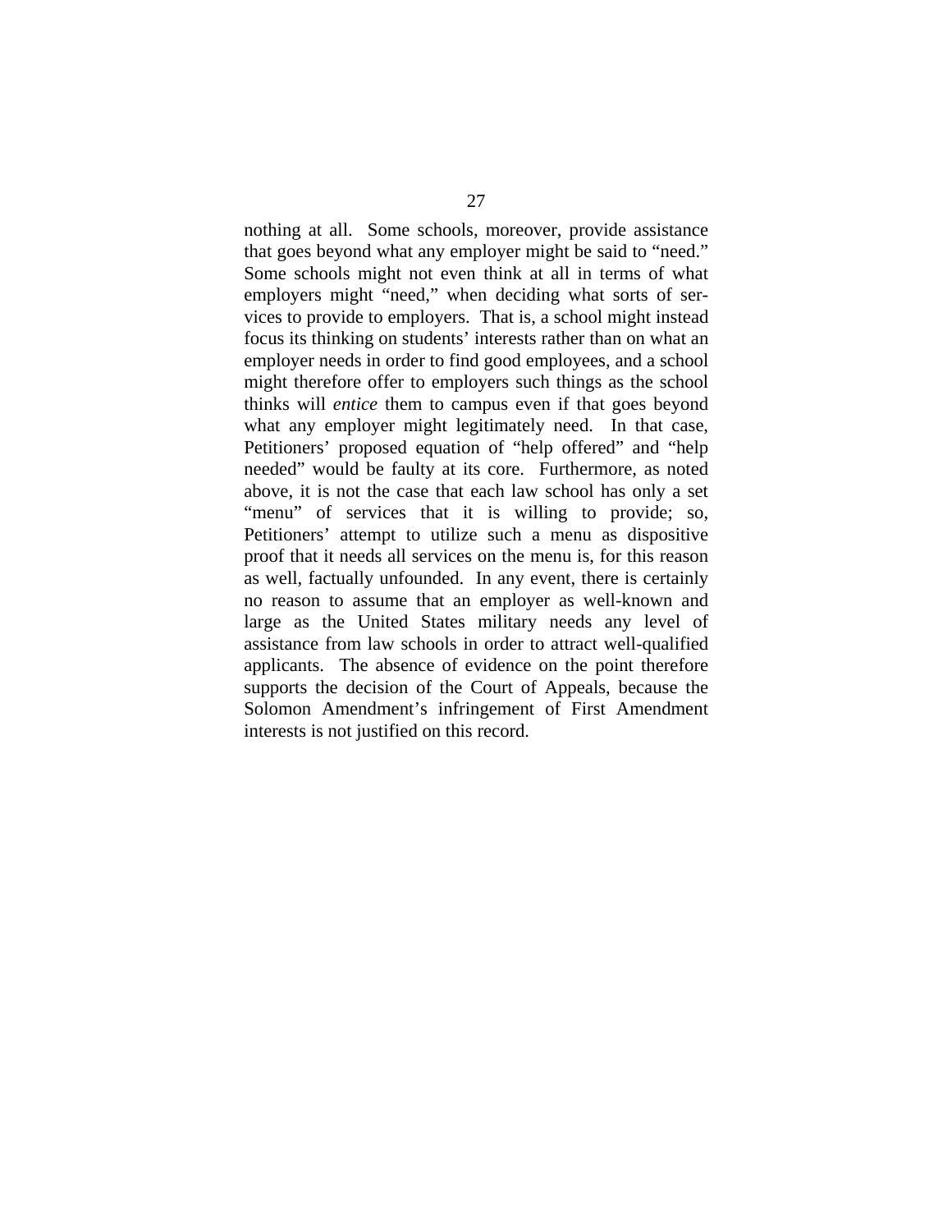nothing at all. Some schools, moreover, provide assistance that goes beyond what any employer might be said to "need." Some schools might not even think at all in terms of what employers might "need," when deciding what sorts of services to provide to employers. That is, a school might instead focus its thinking on students' interests rather than on what an employer needs in order to find good employees, and a school might therefore offer to employers such things as the school thinks will *entice* them to campus even if that goes beyond what any employer might legitimately need. In that case, Petitioners' proposed equation of "help offered" and "help needed" would be faulty at its core. Furthermore, as noted above, it is not the case that each law school has only a set "menu" of services that it is willing to provide; so, Petitioners' attempt to utilize such a menu as dispositive proof that it needs all services on the menu is, for this reason as well, factually unfounded. In any event, there is certainly no reason to assume that an employer as well-known and large as the United States military needs any level of assistance from law schools in order to attract well-qualified applicants. The absence of evidence on the point therefore supports the decision of the Court of Appeals, because the Solomon Amendment's infringement of First Amendment interests is not justified on this record.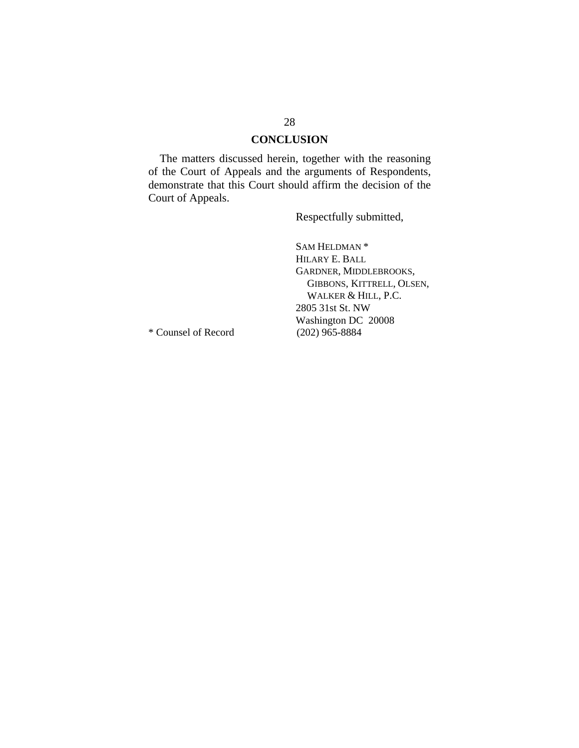## CONCLUSION

The matters discussed herein, together with the reasoning of the Court of Appeals and the arguments of Respondents, demonstrate that this Court should affirm the decision of the Court of Appeals.

Respectfully submitted,

SAM HELDMAN *
HILARY E. BALL
GARDNER, MIDDLEBROOKS,
GIBBONS, KITTRELL, OLSEN,
WALKER & HILL, P.C.
2805 31st St. NW
Washington DC 20008
(202) 965-8884

* Counsel of Record